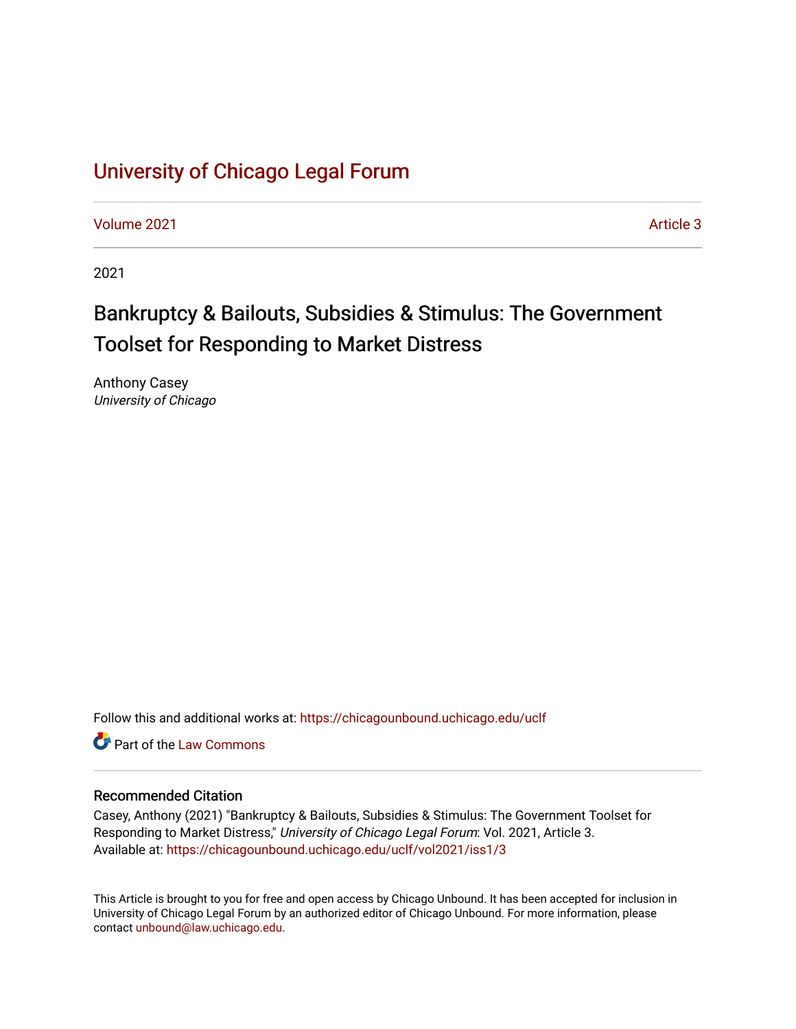# University of Chicago Legal Forum

Volume 2021 Article 3

2021

## Bankruptcy & Bailouts, Subsidies & Stimulus: The Government Toolset for Responding to Market Distress

Anthony Casey
*University of Chicago*

Follow this and additional works at: https://chicagounbound.uchicago.edu/uclf

Part of the Law Commons

### Recommended Citation

Casey, Anthony (2021) "Bankruptcy & Bailouts, Subsidies & Stimulus: The Government Toolset for Responding to Market Distress," *University of Chicago Legal Forum*: Vol. 2021, Article 3.
Available at: https://chicagounbound.uchicago.edu/uclf/vol2021/iss1/3

This Article is brought to you for free and open access by Chicago Unbound. It has been accepted for inclusion in University of Chicago Legal Forum by an authorized editor of Chicago Unbound. For more information, please contact unbound@law.uchicago.edu.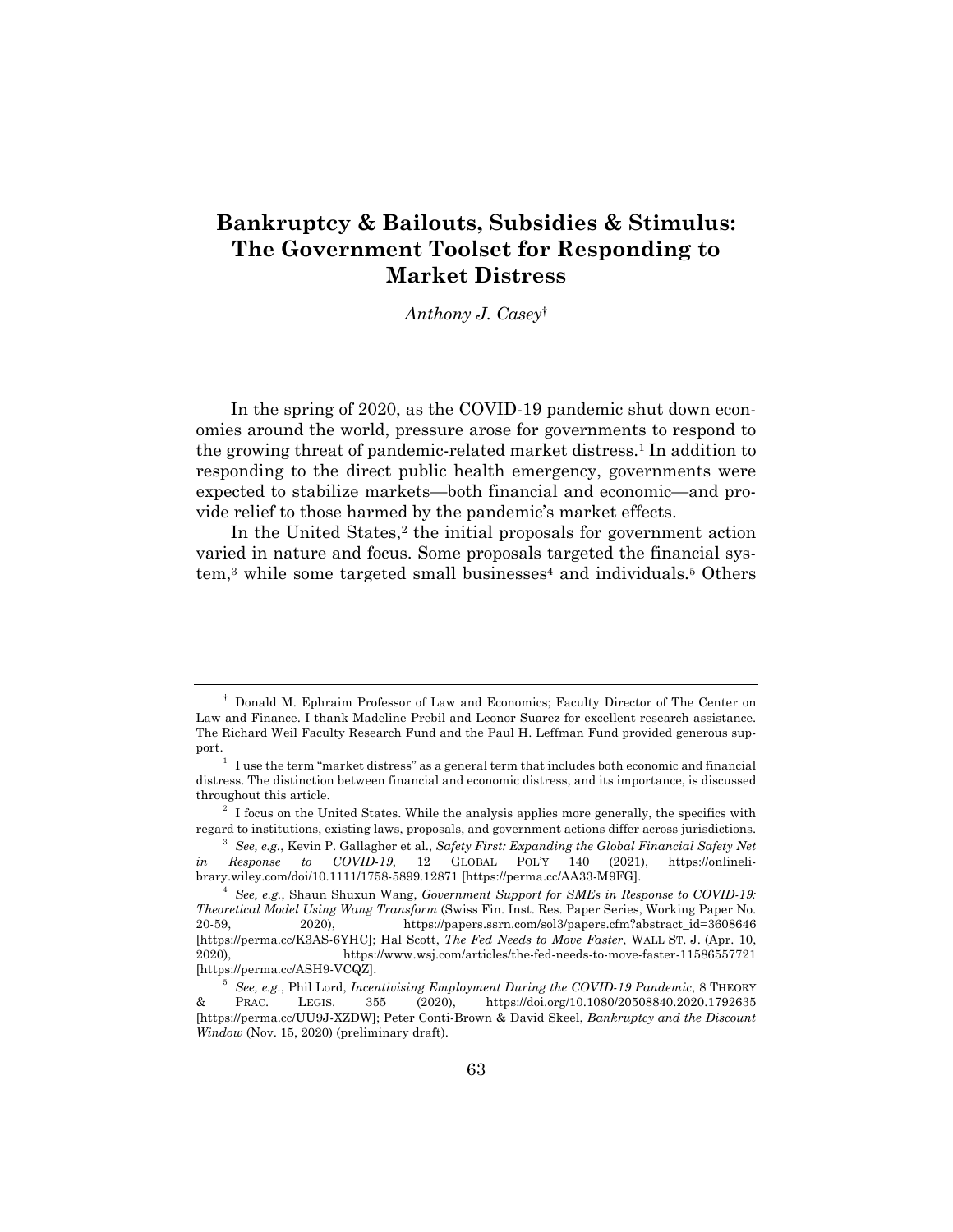# Bankruptcy & Bailouts, Subsidies & Stimulus: The Government Toolset for Responding to Market Distress

*Anthony J. Casey*†

In the spring of 2020, as the COVID-19 pandemic shut down economies around the world, pressure arose for governments to respond to the growing threat of pandemic-related market distress.[1] In addition to responding to the direct public health emergency, governments were expected to stabilize markets—both financial and economic—and provide relief to those harmed by the pandemic's market effects.

In the United States,[2] the initial proposals for government action varied in nature and focus. Some proposals targeted the financial system,[3] while some targeted small businesses[4] and individuals.[5] Others

---

† Donald M. Ephraim Professor of Law and Economics; Faculty Director of The Center on Law and Finance. I thank Madeline Prebil and Leonor Suarez for excellent research assistance. The Richard Weil Faculty Research Fund and the Paul H. Leffman Fund provided generous support.

[1] I use the term "market distress" as a general term that includes both economic and financial distress. The distinction between financial and economic distress, and its importance, is discussed throughout this article.

[2] I focus on the United States. While the analysis applies more generally, the specifics with regard to institutions, existing laws, proposals, and government actions differ across jurisdictions.

[3] *See, e.g.*, Kevin P. Gallagher et al., *Safety First: Expanding the Global Financial Safety Net in Response to COVID-19*, 12 GLOBAL POL'Y 140 (2021), https://onlinelibrary.wiley.com/doi/10.1111/1758-5899.12871 [https://perma.cc/AA33-M9FG].

[4] *See, e.g.*, Shaun Shuxun Wang, *Government Support for SMEs in Response to COVID-19: Theoretical Model Using Wang Transform* (Swiss Fin. Inst. Res. Paper Series, Working Paper No. 20-59, 2020), https://papers.ssrn.com/sol3/papers.cfm?abstract_id=3608646 [https://perma.cc/K3AS-6YHC]; Hal Scott, *The Fed Needs to Move Faster*, WALL ST. J. (Apr. 10, 2020), https://www.wsj.com/articles/the-fed-needs-to-move-faster-11586557721 [https://perma.cc/ASH9-VCQZ].

[5] *See, e.g.*, Phil Lord, *Incentivising Employment During the COVID-19 Pandemic*, 8 THEORY & PRAC. LEGIS. 355 (2020), https://doi.org/10.1080/20508840.2020.1792635 [https://perma.cc/UU9J-XZDW]; Peter Conti-Brown & David Skeel, *Bankruptcy and the Discount Window* (Nov. 15, 2020) (preliminary draft).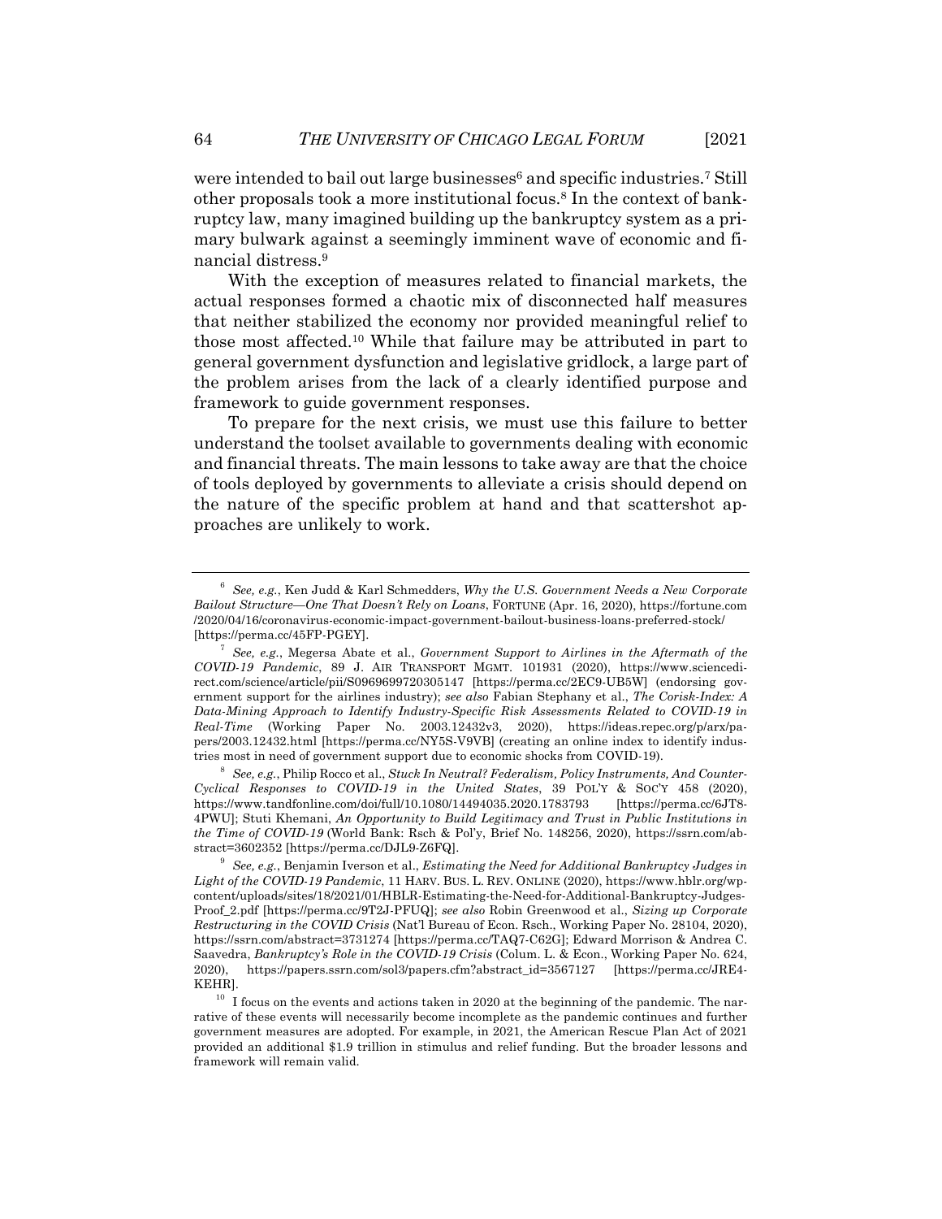were intended to bail out large businesses[6] and specific industries.[7] Still other proposals took a more institutional focus.[8] In the context of bankruptcy law, many imagined building up the bankruptcy system as a primary bulwark against a seemingly imminent wave of economic and financial distress.[9]

With the exception of measures related to financial markets, the actual responses formed a chaotic mix of disconnected half measures that neither stabilized the economy nor provided meaningful relief to those most affected.[10] While that failure may be attributed in part to general government dysfunction and legislative gridlock, a large part of the problem arises from the lack of a clearly identified purpose and framework to guide government responses.

To prepare for the next crisis, we must use this failure to better understand the toolset available to governments dealing with economic and financial threats. The main lessons to take away are that the choice of tools deployed by governments to alleviate a crisis should depend on the nature of the specific problem at hand and that scattershot approaches are unlikely to work.

---

[6] *See, e.g.*, Ken Judd & Karl Schmedders, *Why the U.S. Government Needs a New Corporate Bailout Structure—One That Doesn't Rely on Loans*, FORTUNE (Apr. 16, 2020), https://fortune.com/2020/04/16/coronavirus-economic-impact-government-bailout-business-loans-preferred-stock/ [https://perma.cc/45FP-PGEY].

[7] *See, e.g.*, Megersa Abate et al., *Government Support to Airlines in the Aftermath of the COVID-19 Pandemic*, 89 J. AIR TRANSPORT MGMT. 101931 (2020), https://www.sciencedirect.com/science/article/pii/S0969699720305147 [https://perma.cc/2EC9-UB5W] (endorsing government support for the airlines industry); *see also* Fabian Stephany et al., *The Corisk-Index: A Data-Mining Approach to Identify Industry-Specific Risk Assessments Related to COVID-19 in Real-Time* (Working Paper No. 2003.12432v3, 2020), https://ideas.repec.org/p/arx/papers/2003.12432.html [https://perma.cc/NY5S-V9VB] (creating an online index to identify industries most in need of government support due to economic shocks from COVID-19).

[8] *See, e.g.*, Philip Rocco et al., *Stuck In Neutral? Federalism, Policy Instruments, And Counter-Cyclical Responses to COVID-19 in the United States*, 39 POL'Y & SOC'Y 458 (2020), https://www.tandfonline.com/doi/full/10.1080/14494035.2020.1783793 [https://perma.cc/6JT8-4PWU]; Stuti Khemani, *An Opportunity to Build Legitimacy and Trust in Public Institutions in the Time of COVID-19* (World Bank: Rsch & Pol'y, Brief No. 148256, 2020), https://ssrn.com/abstract=3602352 [https://perma.cc/DJL9-Z6FQ].

[9] *See, e.g.*, Benjamin Iverson et al., *Estimating the Need for Additional Bankruptcy Judges in Light of the COVID-19 Pandemic*, 11 HARV. BUS. L. REV. ONLINE (2020), https://www.hblr.org/wp-content/uploads/sites/18/2021/01/HBLR-Estimating-the-Need-for-Additional-Bankruptcy-Judges-Proof_2.pdf [https://perma.cc/9T2J-PFUQ]; *see also* Robin Greenwood et al., *Sizing up Corporate Restructuring in the COVID Crisis* (Nat'l Bureau of Econ. Rsch., Working Paper No. 28104, 2020), https://ssrn.com/abstract=3731274 [https://perma.cc/TAQ7-C62G]; Edward Morrison & Andrea C. Saavedra, *Bankruptcy's Role in the COVID-19 Crisis* (Colum. L. & Econ., Working Paper No. 624, 2020), https://papers.ssrn.com/sol3/papers.cfm?abstract_id=3567127 [https://perma.cc/JRE4-KEHR].

[10] I focus on the events and actions taken in 2020 at the beginning of the pandemic. The narrative of these events will necessarily become incomplete as the pandemic continues and further government measures are adopted. For example, in 2021, the American Rescue Plan Act of 2021 provided an additional $1.9 trillion in stimulus and relief funding. But the broader lessons and framework will remain valid.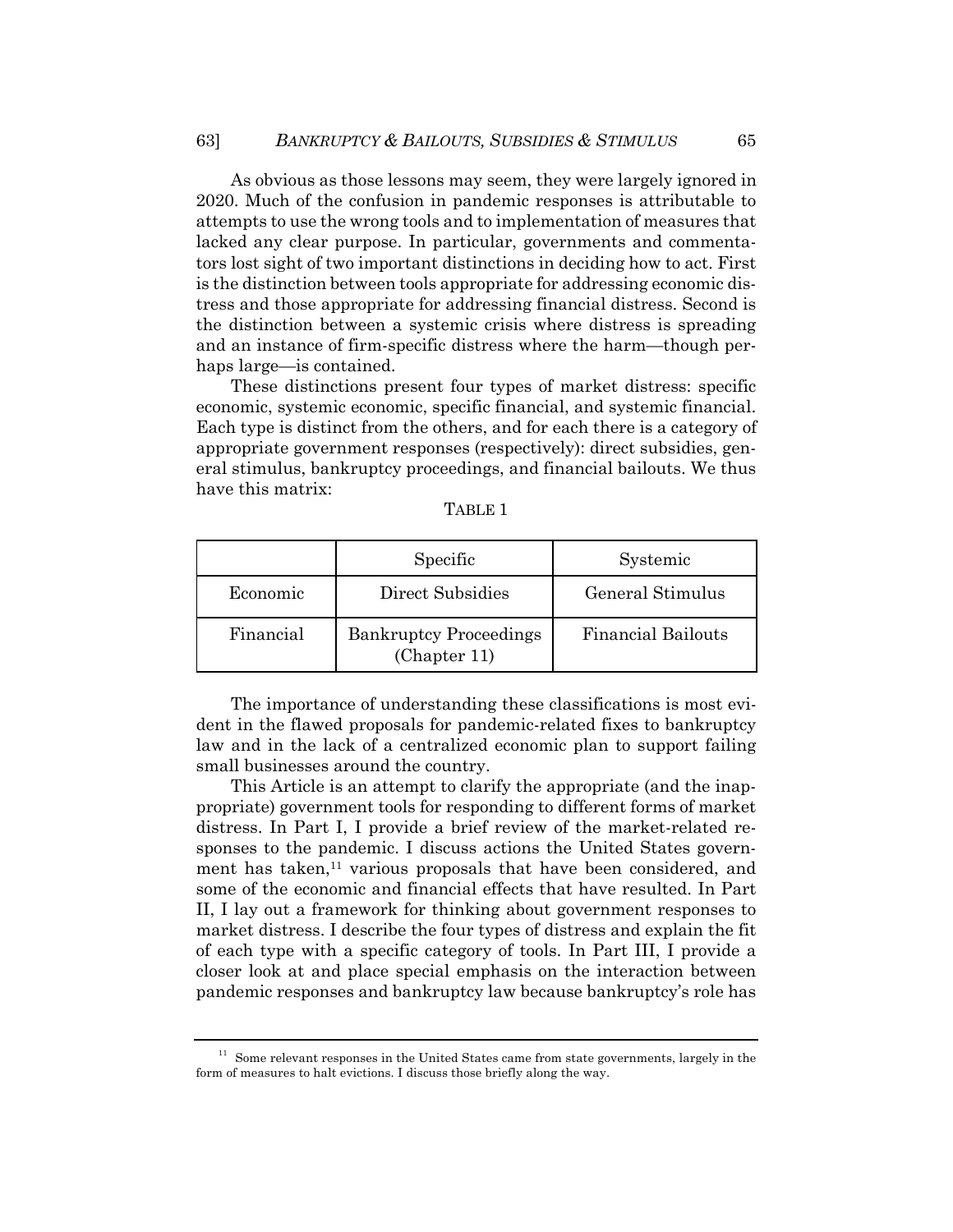As obvious as those lessons may seem, they were largely ignored in 2020. Much of the confusion in pandemic responses is attributable to attempts to use the wrong tools and to implementation of measures that lacked any clear purpose. In particular, governments and commentators lost sight of two important distinctions in deciding how to act. First is the distinction between tools appropriate for addressing economic distress and those appropriate for addressing financial distress. Second is the distinction between a systemic crisis where distress is spreading and an instance of firm-specific distress where the harm—though perhaps large—is contained.

These distinctions present four types of market distress: specific economic, systemic economic, specific financial, and systemic financial. Each type is distinct from the others, and for each there is a category of appropriate government responses (respectively): direct subsidies, general stimulus, bankruptcy proceedings, and financial bailouts. We thus have this matrix:

TABLE 1

| | Specific | Systemic |
|---|---|---|
| Economic | Direct Subsidies | General Stimulus |
| Financial | Bankruptcy Proceedings (Chapter 11) | Financial Bailouts |

The importance of understanding these classifications is most evident in the flawed proposals for pandemic-related fixes to bankruptcy law and in the lack of a centralized economic plan to support failing small businesses around the country.

This Article is an attempt to clarify the appropriate (and the inappropriate) government tools for responding to different forms of market distress. In Part I, I provide a brief review of the market-related responses to the pandemic. I discuss actions the United States government has taken,[11] various proposals that have been considered, and some of the economic and financial effects that have resulted. In Part II, I lay out a framework for thinking about government responses to market distress. I describe the four types of distress and explain the fit of each type with a specific category of tools. In Part III, I provide a closer look at and place special emphasis on the interaction between pandemic responses and bankruptcy law because bankruptcy's role has

[11] Some relevant responses in the United States came from state governments, largely in the form of measures to halt evictions. I discuss those briefly along the way.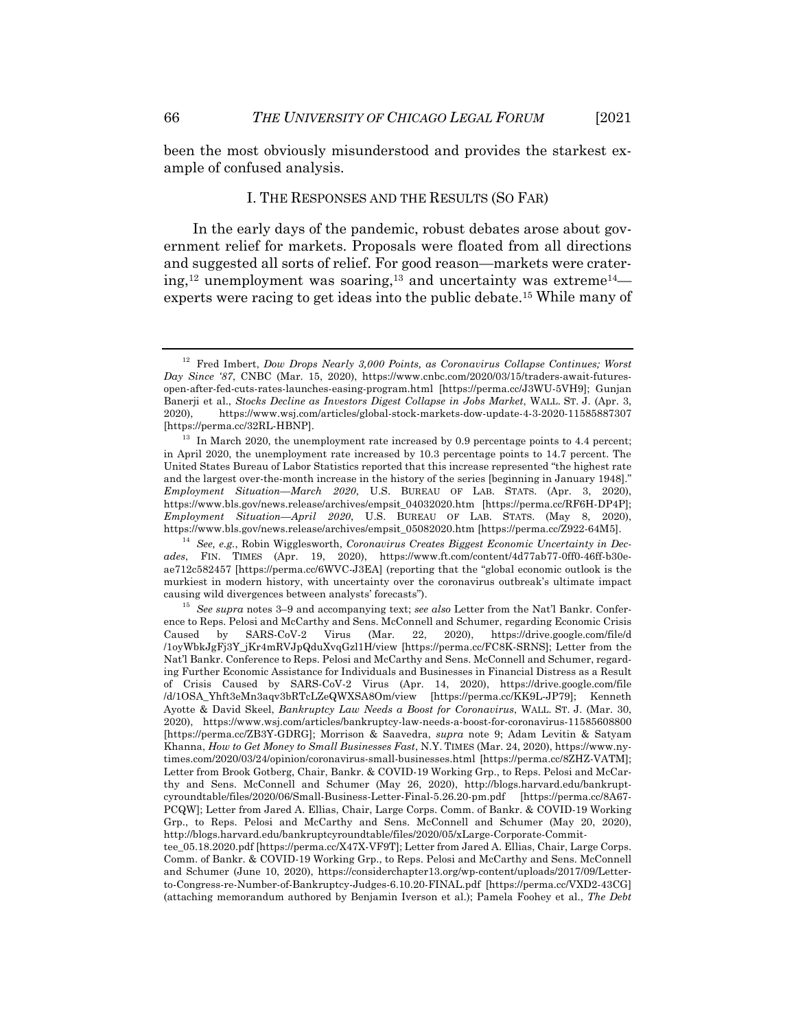been the most obviously misunderstood and provides the starkest example of confused analysis.

## I. THE RESPONSES AND THE RESULTS (SO FAR)

In the early days of the pandemic, robust debates arose about government relief for markets. Proposals were floated from all directions and suggested all sorts of relief. For good reason—markets were cratering,[12] unemployment was soaring,[13] and uncertainty was extreme[14]—experts were racing to get ideas into the public debate.[15] While many of

---

[12] Fred Imbert, *Dow Drops Nearly 3,000 Points, as Coronavirus Collapse Continues; Worst Day Since '87*, CNBC (Mar. 15, 2020), https://www.cnbc.com/2020/03/15/traders-await-futures-open-after-fed-cuts-rates-launches-easing-program.html [https://perma.cc/J3WU-5VH9]; Gunjan Banerji et al., *Stocks Decline as Investors Digest Collapse in Jobs Market*, WALL. ST. J. (Apr. 3, 2020), https://www.wsj.com/articles/global-stock-markets-dow-update-4-3-2020-11585887307 [https://perma.cc/32RL-HBNP].

[13] In March 2020, the unemployment rate increased by 0.9 percentage points to 4.4 percent; in April 2020, the unemployment rate increased by 10.3 percentage points to 14.7 percent. The United States Bureau of Labor Statistics reported that this increase represented "the highest rate and the largest over-the-month increase in the history of the series [beginning in January 1948]." *Employment Situation—March 2020*, U.S. BUREAU OF LAB. STATS. (Apr. 3, 2020), https://www.bls.gov/news.release/archives/empsit_04032020.htm [https://perma.cc/RF6H-DP4P]; *Employment Situation—April 2020*, U.S. BUREAU OF LAB. STATS. (May 8, 2020), https://www.bls.gov/news.release/archives/empsit_05082020.htm [https://perma.cc/Z922-64M5].

[14] *See, e.g.*, Robin Wigglesworth, *Coronavirus Creates Biggest Economic Uncertainty in Decades*, FIN. TIMES (Apr. 19, 2020), https://www.ft.com/content/4d77ab77-0ff0-46ff-b30e-ae712c582457 [https://perma.cc/6WVC-J3EA] (reporting that the "global economic outlook is the murkiest in modern history, with uncertainty over the coronavirus outbreak's ultimate impact causing wild divergences between analysts' forecasts").

[15] *See supra* notes 3–9 and accompanying text; *see also* Letter from the Nat'l Bankr. Conference to Reps. Pelosi and McCarthy and Sens. McConnell and Schumer, regarding Economic Crisis Caused by SARS-CoV-2 Virus (Mar. 22, 2020), https://drive.google.com/file/d/1oyWbkJgFj3Y_jKr4mRVJpQduXvqGzl1H/view [https://perma.cc/FC8K-SRNS]; Letter from the Nat'l Bankr. Conference to Reps. Pelosi and McCarthy and Sens. McConnell and Schumer, regarding Further Economic Assistance for Individuals and Businesses in Financial Distress as a Result of Crisis Caused by SARS-CoV-2 Virus (Apr. 14, 2020), https://drive.google.com/file/d/1OSA_Yhft3eMn3aqv3bRTcLZeQWXSA8Om/view [https://perma.cc/KK9L-JP79]; Kenneth Ayotte & David Skeel, *Bankruptcy Law Needs a Boost for Coronavirus*, WALL. ST. J. (Mar. 30, 2020), https://www.wsj.com/articles/bankruptcy-law-needs-a-boost-for-coronavirus-11585608800 [https://perma.cc/ZB3Y-GDRG]; Morrison & Saavedra, *supra* note 9; Adam Levitin & Satyam Khanna, *How to Get Money to Small Businesses Fast*, N.Y. TIMES (Mar. 24, 2020), https://www.nytimes.com/2020/03/24/opinion/coronavirus-small-businesses.html [https://perma.cc/8ZHZ-VATM]; Letter from Brook Gotberg, Chair, Bankr. & COVID-19 Working Grp., to Reps. Pelosi and McCarthy and Sens. McConnell and Schumer (May 26, 2020), http://blogs.harvard.edu/bankruptcyroundtable/files/2020/06/Small-Business-Letter-Final-5.26.20-pm.pdf [https://perma.cc/8A67-PCQW]; Letter from Jared A. Ellias, Chair, Large Corps. Comm. of Bankr. & COVID-19 Working Grp., to Reps. Pelosi and McCarthy and Sens. McConnell and Schumer (May 20, 2020), http://blogs.harvard.edu/bankruptcyroundtable/files/2020/05/xLarge-Corporate-Committee_05.18.2020.pdf [https://perma.cc/X47X-VF9T]; Letter from Jared A. Ellias, Chair, Large Corps. Comm. of Bankr. & COVID-19 Working Grp., to Reps. Pelosi and McCarthy and Sens. McConnell and Schumer (June 10, 2020), https://considerchapter13.org/wp-content/uploads/2017/09/Letter-to-Congress-re-Number-of-Bankruptcy-Judges-6.10.20-FINAL.pdf [https://perma.cc/VXD2-43CG] (attaching memorandum authored by Benjamin Iverson et al.); Pamela Foohey et al., *The Debt*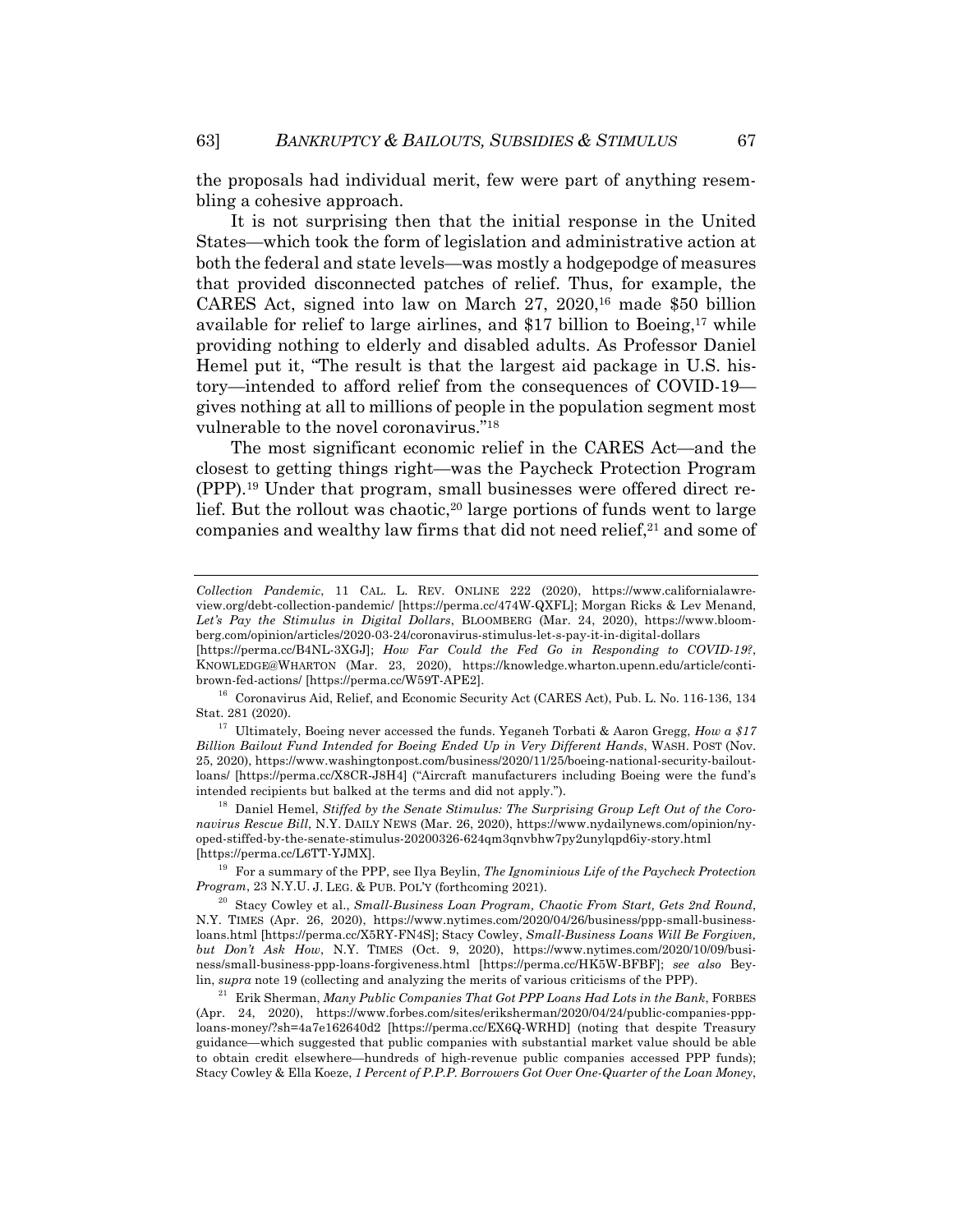the proposals had individual merit, few were part of anything resembling a cohesive approach.

It is not surprising then that the initial response in the United States—which took the form of legislation and administrative action at both the federal and state levels—was mostly a hodgepodge of measures that provided disconnected patches of relief. Thus, for example, the CARES Act, signed into law on March 27, 2020,[16] made $50 billion available for relief to large airlines, and $17 billion to Boeing,[17] while providing nothing to elderly and disabled adults. As Professor Daniel Hemel put it, "The result is that the largest aid package in U.S. history—intended to afford relief from the consequences of COVID-19—gives nothing at all to millions of people in the population segment most vulnerable to the novel coronavirus."[18]

The most significant economic relief in the CARES Act—and the closest to getting things right—was the Paycheck Protection Program (PPP).[19] Under that program, small businesses were offered direct relief. But the rollout was chaotic,[20] large portions of funds went to large companies and wealthy law firms that did not need relief,[21] and some of

---

*Collection Pandemic*, 11 CAL. L. REV. ONLINE 222 (2020), https://www.californialawreview.org/debt-collection-pandemic/ [https://perma.cc/474W-QXFL]; Morgan Ricks & Lev Menand, *Let's Pay the Stimulus in Digital Dollars*, BLOOMBERG (Mar. 24, 2020), https://www.bloomberg.com/opinion/articles/2020-03-24/coronavirus-stimulus-let-s-pay-it-in-digital-dollars [https://perma.cc/B4NL-3XGJ]; *How Far Could the Fed Go in Responding to COVID-19?*, KNOWLEDGE@WHARTON (Mar. 23, 2020), https://knowledge.wharton.upenn.edu/article/conti-brown-fed-actions/ [https://perma.cc/W59T-APE2].

[16] Coronavirus Aid, Relief, and Economic Security Act (CARES Act), Pub. L. No. 116-136, 134 Stat. 281 (2020).

[17] Ultimately, Boeing never accessed the funds. Yeganeh Torbati & Aaron Gregg, *How a $17 Billion Bailout Fund Intended for Boeing Ended Up in Very Different Hands*, WASH. POST (Nov. 25, 2020), https://www.washingtonpost.com/business/2020/11/25/boeing-national-security-bailout-loans/ [https://perma.cc/X8CR-J8H4] ("Aircraft manufacturers including Boeing were the fund's intended recipients but balked at the terms and did not apply.").

[18] Daniel Hemel, *Stiffed by the Senate Stimulus: The Surprising Group Left Out of the Coronavirus Rescue Bill*, N.Y. DAILY NEWS (Mar. 26, 2020), https://www.nydailynews.com/opinion/ny-oped-stiffed-by-the-senate-stimulus-20200326-624qm3qnvbhw7py2unylqpd6iy-story.html [https://perma.cc/L6TT-YJMX].

[19] For a summary of the PPP, see Ilya Beylin, *The Ignominious Life of the Paycheck Protection Program*, 23 N.Y.U. J. LEG. & PUB. POL'Y (forthcoming 2021).

[20] Stacy Cowley et al., *Small-Business Loan Program, Chaotic From Start, Gets 2nd Round*, N.Y. TIMES (Apr. 26, 2020), https://www.nytimes.com/2020/04/26/business/ppp-small-business-loans.html [https://perma.cc/X5RY-FN4S]; Stacy Cowley, *Small-Business Loans Will Be Forgiven, but Don't Ask How*, N.Y. TIMES (Oct. 9, 2020), https://www.nytimes.com/2020/10/09/business/small-business-ppp-loans-forgiveness.html [https://perma.cc/HK5W-BFBF]; *see also* Beylin, *supra* note 19 (collecting and analyzing the merits of various criticisms of the PPP).

[21] Erik Sherman, *Many Public Companies That Got PPP Loans Had Lots in the Bank*, FORBES (Apr. 24, 2020), https://www.forbes.com/sites/eriksherman/2020/04/24/public-companies-ppp-loans-money/?sh=4a7e162640d2 [https://perma.cc/EX6Q-WRHD] (noting that despite Treasury guidance—which suggested that public companies with substantial market value should be able to obtain credit elsewhere—hundreds of high-revenue public companies accessed PPP funds); Stacy Cowley & Ella Koeze, *1 Percent of P.P.P. Borrowers Got Over One-Quarter of the Loan Money*,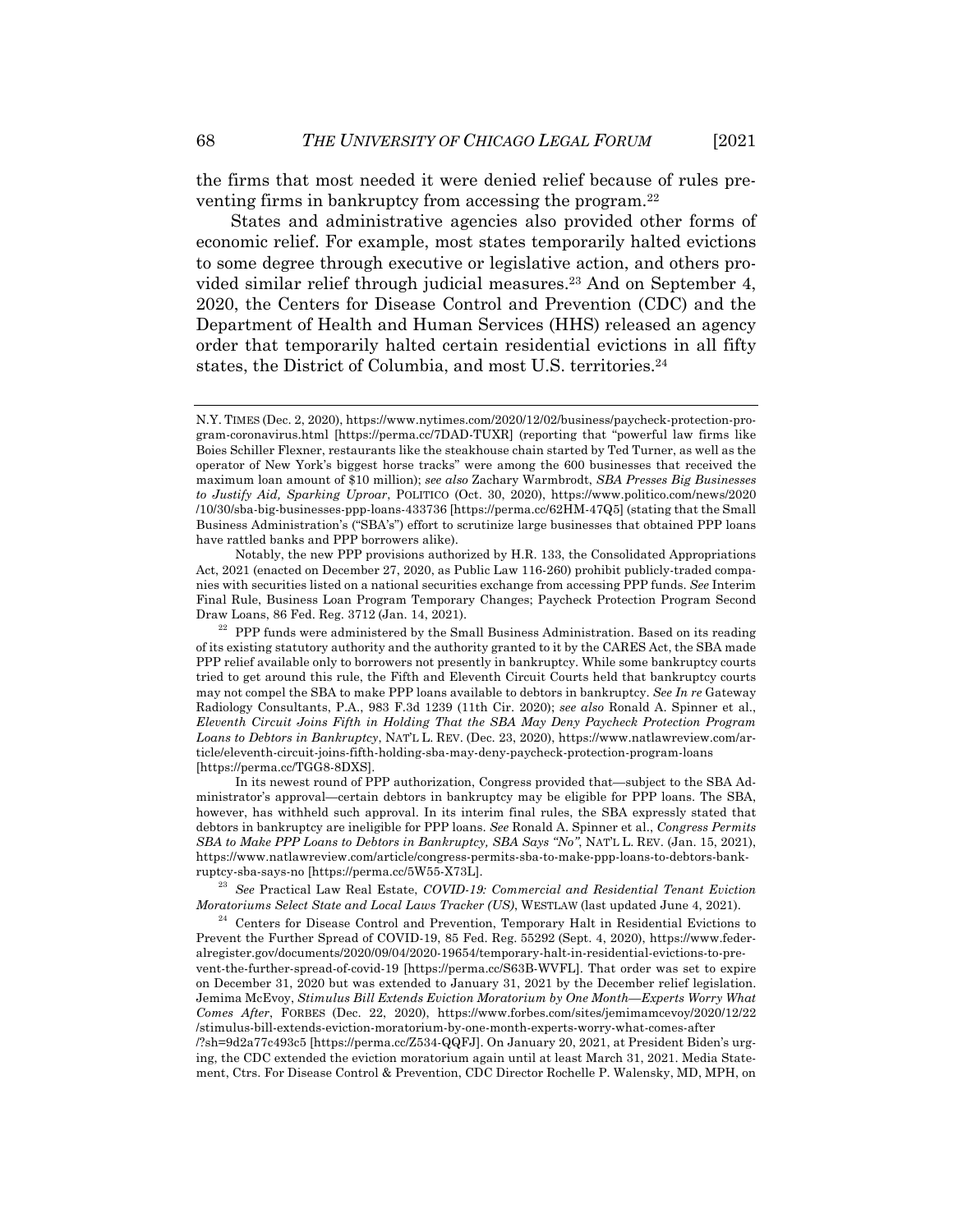the firms that most needed it were denied relief because of rules preventing firms in bankruptcy from accessing the program.[22]

States and administrative agencies also provided other forms of economic relief. For example, most states temporarily halted evictions to some degree through executive or legislative action, and others provided similar relief through judicial measures.[23] And on September 4, 2020, the Centers for Disease Control and Prevention (CDC) and the Department of Health and Human Services (HHS) released an agency order that temporarily halted certain residential evictions in all fifty states, the District of Columbia, and most U.S. territories.[24]

---

N.Y. TIMES (Dec. 2, 2020), https://www.nytimes.com/2020/12/02/business/paycheck-protection-program-coronavirus.html [https://perma.cc/7DAD-TUXR] (reporting that "powerful law firms like Boies Schiller Flexner, restaurants like the steakhouse chain started by Ted Turner, as well as the operator of New York's biggest horse tracks" were among the 600 businesses that received the maximum loan amount of $10 million); *see also* Zachary Warmbrodt, *SBA Presses Big Businesses to Justify Aid, Sparking Uproar*, POLITICO (Oct. 30, 2020), https://www.politico.com/news/2020/10/30/sba-big-businesses-ppp-loans-433736 [https://perma.cc/62HM-47Q5] (stating that the Small Business Administration's ("SBA's") effort to scrutinize large businesses that obtained PPP loans have rattled banks and PPP borrowers alike).

Notably, the new PPP provisions authorized by H.R. 133, the Consolidated Appropriations Act, 2021 (enacted on December 27, 2020, as Public Law 116-260) prohibit publicly-traded companies with securities listed on a national securities exchange from accessing PPP funds. *See* Interim Final Rule, Business Loan Program Temporary Changes; Paycheck Protection Program Second Draw Loans, 86 Fed. Reg. 3712 (Jan. 14, 2021).

[22] PPP funds were administered by the Small Business Administration. Based on its reading of its existing statutory authority and the authority granted to it by the CARES Act, the SBA made PPP relief available only to borrowers not presently in bankruptcy. While some bankruptcy courts tried to get around this rule, the Fifth and Eleventh Circuit Courts held that bankruptcy courts may not compel the SBA to make PPP loans available to debtors in bankruptcy. *See In re* Gateway Radiology Consultants, P.A., 983 F.3d 1239 (11th Cir. 2020); *see also* Ronald A. Spinner et al., *Eleventh Circuit Joins Fifth in Holding That the SBA May Deny Paycheck Protection Program Loans to Debtors in Bankruptcy*, NAT'L L. REV. (Dec. 23, 2020), https://www.natlawreview.com/article/eleventh-circuit-joins-fifth-holding-sba-may-deny-paycheck-protection-program-loans [https://perma.cc/TGG8-8DXS].

In its newest round of PPP authorization, Congress provided that—subject to the SBA Administrator's approval—certain debtors in bankruptcy may be eligible for PPP loans. The SBA, however, has withheld such approval. In its interim final rules, the SBA expressly stated that debtors in bankruptcy are ineligible for PPP loans. *See* Ronald A. Spinner et al., *Congress Permits SBA to Make PPP Loans to Debtors in Bankruptcy, SBA Says "No"*, NAT'L L. REV. (Jan. 15, 2021), https://www.natlawreview.com/article/congress-permits-sba-to-make-ppp-loans-to-debtors-bankruptcy-sba-says-no [https://perma.cc/5W55-X73L].

[23] *See* Practical Law Real Estate, *COVID-19: Commercial and Residential Tenant Eviction Moratoriums Select State and Local Laws Tracker (US)*, WESTLAW (last updated June 4, 2021).

[24] Centers for Disease Control and Prevention, Temporary Halt in Residential Evictions to Prevent the Further Spread of COVID-19, 85 Fed. Reg. 55292 (Sept. 4, 2020), https://www.federalregister.gov/documents/2020/09/04/2020-19654/temporary-halt-in-residential-evictions-to-prevent-the-further-spread-of-covid-19 [https://perma.cc/S63B-WVFL]. That order was set to expire on December 31, 2020 but was extended to January 31, 2021 by the December relief legislation. Jemima McEvoy, *Stimulus Bill Extends Eviction Moratorium by One Month—Experts Worry What Comes After*, FORBES (Dec. 22, 2020), https://www.forbes.com/sites/jemimamcevoy/2020/12/22/stimulus-bill-extends-eviction-moratorium-by-one-month-experts-worry-what-comes-after/?sh=9d2a77c493c5 [https://perma.cc/Z534-QQFJ]. On January 20, 2021, at President Biden's urging, the CDC extended the eviction moratorium again until at least March 31, 2021. Media Statement, Ctrs. For Disease Control & Prevention, CDC Director Rochelle P. Walensky, MD, MPH, on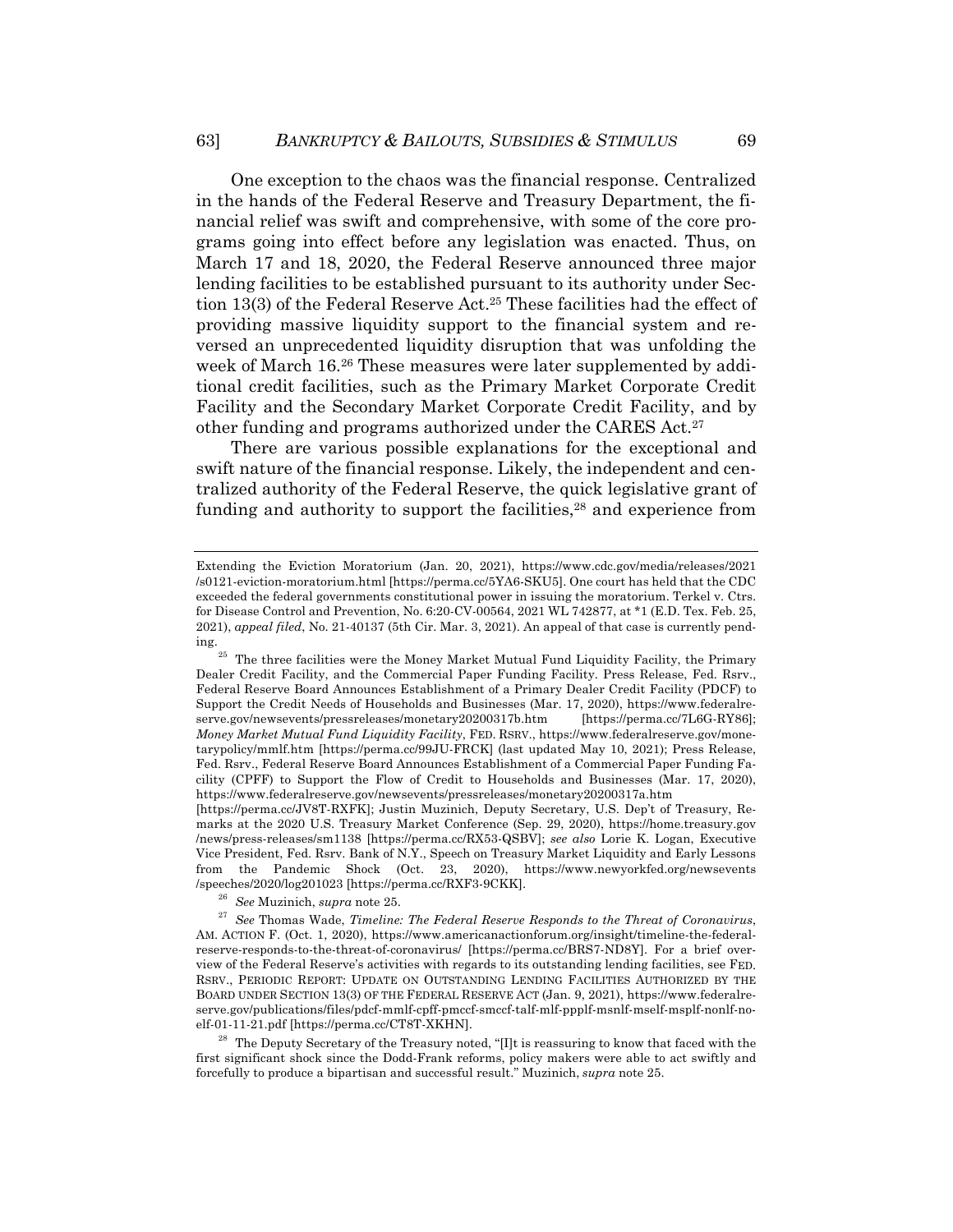One exception to the chaos was the financial response. Centralized in the hands of the Federal Reserve and Treasury Department, the financial relief was swift and comprehensive, with some of the core programs going into effect before any legislation was enacted. Thus, on March 17 and 18, 2020, the Federal Reserve announced three major lending facilities to be established pursuant to its authority under Section 13(3) of the Federal Reserve Act.[25] These facilities had the effect of providing massive liquidity support to the financial system and reversed an unprecedented liquidity disruption that was unfolding the week of March 16.[26] These measures were later supplemented by additional credit facilities, such as the Primary Market Corporate Credit Facility and the Secondary Market Corporate Credit Facility, and by other funding and programs authorized under the CARES Act.[27]

There are various possible explanations for the exceptional and swift nature of the financial response. Likely, the independent and centralized authority of the Federal Reserve, the quick legislative grant of funding and authority to support the facilities,[28] and experience from

---

Extending the Eviction Moratorium (Jan. 20, 2021), https://www.cdc.gov/media/releases/2021/s0121-eviction-moratorium.html [https://perma.cc/5YA6-SKU5]. One court has held that the CDC exceeded the federal governments constitutional power in issuing the moratorium. Terkel v. Ctrs. for Disease Control and Prevention, No. 6:20-CV-00564, 2021 WL 742877, at *1 (E.D. Tex. Feb. 25, 2021), *appeal filed*, No. 21-40137 (5th Cir. Mar. 3, 2021). An appeal of that case is currently pending.

[25] The three facilities were the Money Market Mutual Fund Liquidity Facility, the Primary Dealer Credit Facility, and the Commercial Paper Funding Facility. Press Release, Fed. Rsrv., Federal Reserve Board Announces Establishment of a Primary Dealer Credit Facility (PDCF) to Support the Credit Needs of Households and Businesses (Mar. 17, 2020), https://www.federalreserve.gov/newsevents/pressreleases/monetary20200317b.htm [https://perma.cc/7L6G-RY86]; *Money Market Mutual Fund Liquidity Facility*, FED. RSRV., https://www.federalreserve.gov/monetarypolicy/mmlf.htm [https://perma.cc/99JU-FRCK] (last updated May 10, 2021); Press Release, Fed. Rsrv., Federal Reserve Board Announces Establishment of a Commercial Paper Funding Facility (CPFF) to Support the Flow of Credit to Households and Businesses (Mar. 17, 2020), https://www.federalreserve.gov/newsevents/pressreleases/monetary20200317a.htm [https://perma.cc/JV8T-RXFK]; Justin Muzinich, Deputy Secretary, U.S. Dep't of Treasury, Remarks at the 2020 U.S. Treasury Market Conference (Sep. 29, 2020), https://home.treasury.gov/news/press-releases/sm1138 [https://perma.cc/RX53-QSBV]; *see also* Lorie K. Logan, Executive Vice President, Fed. Rsrv. Bank of N.Y., Speech on Treasury Market Liquidity and Early Lessons from the Pandemic Shock (Oct. 23, 2020), https://www.newyorkfed.org/newsevents/speeches/2020/log201023 [https://perma.cc/RXF3-9CKK].

[26] *See* Muzinich, *supra* note 25.

[27] *See* Thomas Wade, *Timeline: The Federal Reserve Responds to the Threat of Coronavirus*, AM. ACTION F. (Oct. 1, 2020), https://www.americanactionforum.org/insight/timeline-the-federal-reserve-responds-to-the-threat-of-coronavirus/ [https://perma.cc/BRS7-ND8Y]. For a brief overview of the Federal Reserve's activities with regards to its outstanding lending facilities, see FED. RSRV., PERIODIC REPORT: UPDATE ON OUTSTANDING LENDING FACILITIES AUTHORIZED BY THE BOARD UNDER SECTION 13(3) OF THE FEDERAL RESERVE ACT (Jan. 9, 2021), https://www.federalreserve.gov/publications/files/pdcf-mmlf-cpff-pmccf-smccf-talf-mlf-ppplf-msnlf-mself-msplf-nonlf-noelf-01-11-21.pdf [https://perma.cc/CT8T-XKHN].

[28] The Deputy Secretary of the Treasury noted, "[I]t is reassuring to know that faced with the first significant shock since the Dodd-Frank reforms, policy makers were able to act swiftly and forcefully to produce a bipartisan and successful result." Muzinich, *supra* note 25.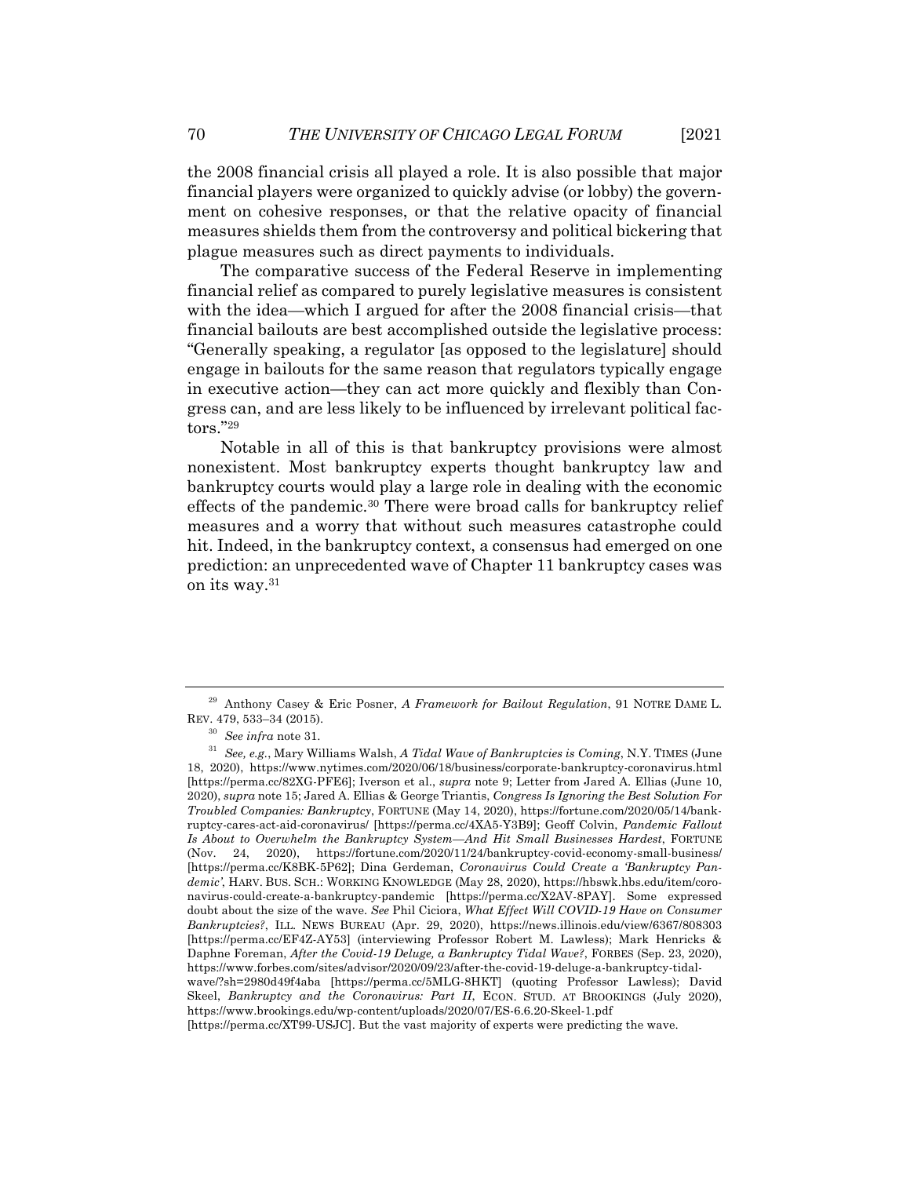the 2008 financial crisis all played a role. It is also possible that major financial players were organized to quickly advise (or lobby) the government on cohesive responses, or that the relative opacity of financial measures shields them from the controversy and political bickering that plague measures such as direct payments to individuals.

The comparative success of the Federal Reserve in implementing financial relief as compared to purely legislative measures is consistent with the idea—which I argued for after the 2008 financial crisis—that financial bailouts are best accomplished outside the legislative process: "Generally speaking, a regulator [as opposed to the legislature] should engage in bailouts for the same reason that regulators typically engage in executive action—they can act more quickly and flexibly than Congress can, and are less likely to be influenced by irrelevant political factors."[29]

Notable in all of this is that bankruptcy provisions were almost nonexistent. Most bankruptcy experts thought bankruptcy law and bankruptcy courts would play a large role in dealing with the economic effects of the pandemic.[30] There were broad calls for bankruptcy relief measures and a worry that without such measures catastrophe could hit. Indeed, in the bankruptcy context, a consensus had emerged on one prediction: an unprecedented wave of Chapter 11 bankruptcy cases was on its way.[31]

---

[29] Anthony Casey & Eric Posner, *A Framework for Bailout Regulation*, 91 NOTRE DAME L. REV. 479, 533–34 (2015).

[30] *See infra* note 31.

[31] *See, e.g.*, Mary Williams Walsh, *A Tidal Wave of Bankruptcies is Coming*, N.Y. TIMES (June 18, 2020), https://www.nytimes.com/2020/06/18/business/corporate-bankruptcy-coronavirus.html [https://perma.cc/82XG-PFE6]; Iverson et al., *supra* note 9; Letter from Jared A. Ellias (June 10, 2020), *supra* note 15; Jared A. Ellias & George Triantis, *Congress Is Ignoring the Best Solution For Troubled Companies: Bankruptcy*, FORTUNE (May 14, 2020), https://fortune.com/2020/05/14/bankruptcy-cares-act-aid-coronavirus/ [https://perma.cc/4XA5-Y3B9]; Geoff Colvin, *Pandemic Fallout Is About to Overwhelm the Bankruptcy System—And Hit Small Businesses Hardest*, FORTUNE (Nov. 24, 2020), https://fortune.com/2020/11/24/bankruptcy-covid-economy-small-business/ [https://perma.cc/K8BK-5P62]; Dina Gerdeman, *Coronavirus Could Create a 'Bankruptcy Pandemic'*, HARV. BUS. SCH.: WORKING KNOWLEDGE (May 28, 2020), https://hbswk.hbs.edu/item/coronavirus-could-create-a-bankruptcy-pandemic [https://perma.cc/X2AV-8PAY]. Some expressed doubt about the size of the wave. *See* Phil Ciciora, *What Effect Will COVID-19 Have on Consumer Bankruptcies?*, ILL. NEWS BUREAU (Apr. 29, 2020), https://news.illinois.edu/view/6367/808303 [https://perma.cc/EF4Z-AY53] (interviewing Professor Robert M. Lawless); Mark Henricks & Daphne Foreman, *After the Covid-19 Deluge, a Bankruptcy Tidal Wave?*, FORBES (Sep. 23, 2020), https://www.forbes.com/sites/advisor/2020/09/23/after-the-covid-19-deluge-a-bankruptcy-tidal-wave/?sh=2980d49f4aba [https://perma.cc/5MLG-8HKT] (quoting Professor Lawless); David Skeel, *Bankruptcy and the Coronavirus: Part II*, ECON. STUD. AT BROOKINGS (July 2020), https://www.brookings.edu/wp-content/uploads/2020/07/ES-6.6.20-Skeel-1.pdf [https://perma.cc/XT99-USJC]. But the vast majority of experts were predicting the wave.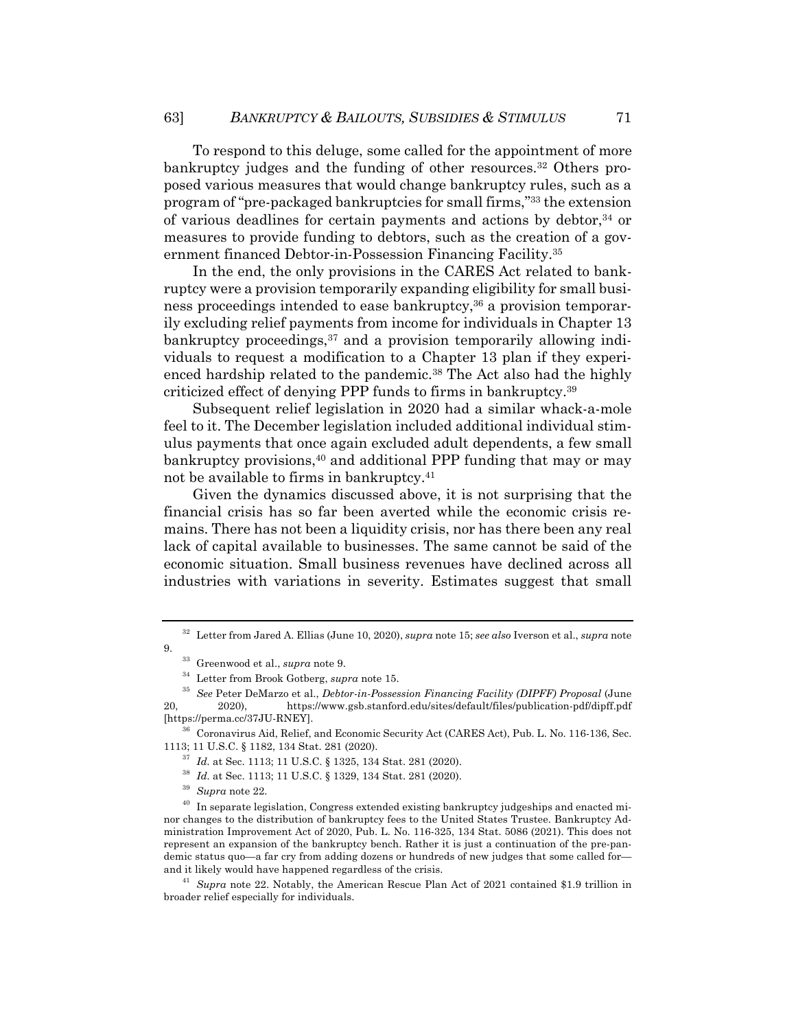To respond to this deluge, some called for the appointment of more bankruptcy judges and the funding of other resources.[32] Others proposed various measures that would change bankruptcy rules, such as a program of "pre-packaged bankruptcies for small firms,"[33] the extension of various deadlines for certain payments and actions by debtor,[34] or measures to provide funding to debtors, such as the creation of a government financed Debtor-in-Possession Financing Facility.[35]

In the end, the only provisions in the CARES Act related to bankruptcy were a provision temporarily expanding eligibility for small business proceedings intended to ease bankruptcy,[36] a provision temporarily excluding relief payments from income for individuals in Chapter 13 bankruptcy proceedings,[37] and a provision temporarily allowing individuals to request a modification to a Chapter 13 plan if they experienced hardship related to the pandemic.[38] The Act also had the highly criticized effect of denying PPP funds to firms in bankruptcy.[39]

Subsequent relief legislation in 2020 had a similar whack-a-mole feel to it. The December legislation included additional individual stimulus payments that once again excluded adult dependents, a few small bankruptcy provisions,[40] and additional PPP funding that may or may not be available to firms in bankruptcy.[41]

Given the dynamics discussed above, it is not surprising that the financial crisis has so far been averted while the economic crisis remains. There has not been a liquidity crisis, nor has there been any real lack of capital available to businesses. The same cannot be said of the economic situation. Small business revenues have declined across all industries with variations in severity. Estimates suggest that small

---

[32] Letter from Jared A. Ellias (June 10, 2020), *supra* note 15; *see also* Iverson et al., *supra* note 9.

[33] Greenwood et al., *supra* note 9.

[34] Letter from Brook Gotberg, *supra* note 15.

[35] *See* Peter DeMarzo et al., *Debtor-in-Possession Financing Facility (DIPFF) Proposal* (June 20, 2020), https://www.gsb.stanford.edu/sites/default/files/publication-pdf/dipff.pdf [https://perma.cc/37JU-RNEY].

[36] Coronavirus Aid, Relief, and Economic Security Act (CARES Act), Pub. L. No. 116-136, Sec. 1113; 11 U.S.C. § 1182, 134 Stat. 281 (2020).

[37] *Id.* at Sec. 1113; 11 U.S.C. § 1325, 134 Stat. 281 (2020).

[38] *Id.* at Sec. 1113; 11 U.S.C. § 1329, 134 Stat. 281 (2020).

[39] *Supra* note 22.

[40] In separate legislation, Congress extended existing bankruptcy judgeships and enacted minor changes to the distribution of bankruptcy fees to the United States Trustee. Bankruptcy Administration Improvement Act of 2020, Pub. L. No. 116-325, 134 Stat. 5086 (2021). This does not represent an expansion of the bankruptcy bench. Rather it is just a continuation of the pre-pandemic status quo—a far cry from adding dozens or hundreds of new judges that some called for—and it likely would have happened regardless of the crisis.

[41] *Supra* note 22. Notably, the American Rescue Plan Act of 2021 contained $1.9 trillion in broader relief especially for individuals.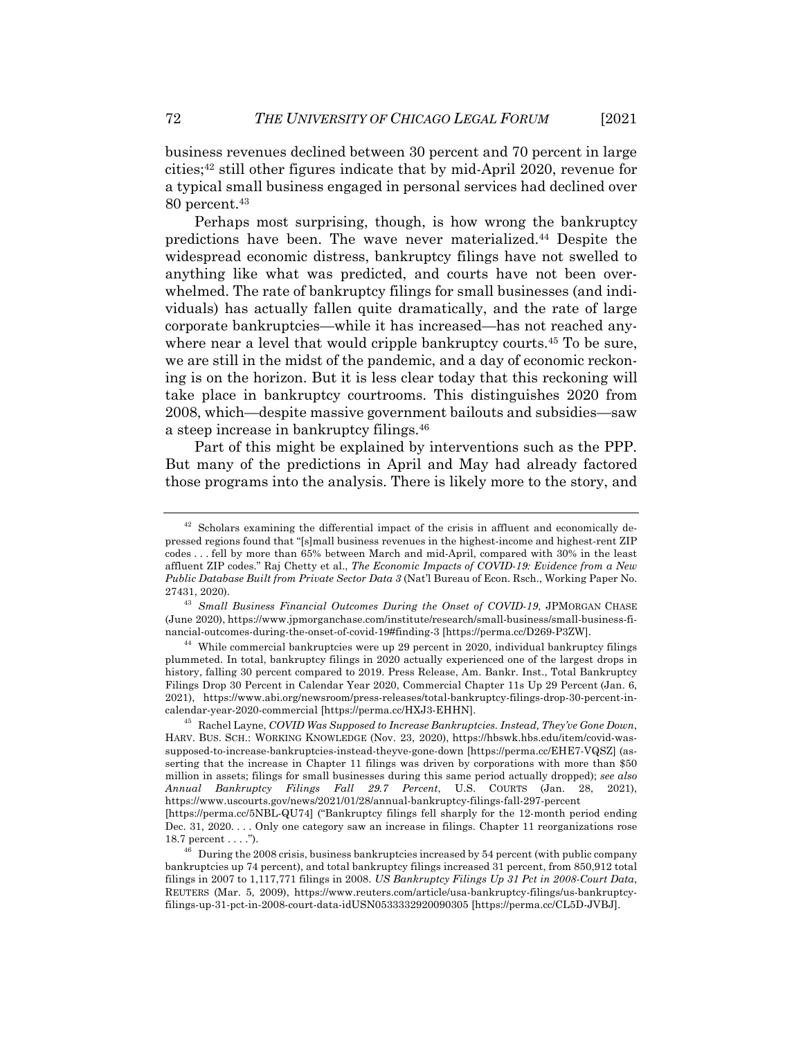business revenues declined between 30 percent and 70 percent in large cities;[42] still other figures indicate that by mid-April 2020, revenue for a typical small business engaged in personal services had declined over 80 percent.[43]

Perhaps most surprising, though, is how wrong the bankruptcy predictions have been. The wave never materialized.[44] Despite the widespread economic distress, bankruptcy filings have not swelled to anything like what was predicted, and courts have not been overwhelmed. The rate of bankruptcy filings for small businesses (and individuals) has actually fallen quite dramatically, and the rate of large corporate bankruptcies—while it has increased—has not reached anywhere near a level that would cripple bankruptcy courts.[45] To be sure, we are still in the midst of the pandemic, and a day of economic reckoning is on the horizon. But it is less clear today that this reckoning will take place in bankruptcy courtrooms. This distinguishes 2020 from 2008, which—despite massive government bailouts and subsidies—saw a steep increase in bankruptcy filings.[46]

Part of this might be explained by interventions such as the PPP. But many of the predictions in April and May had already factored those programs into the analysis. There is likely more to the story, and

---

[42] Scholars examining the differential impact of the crisis in affluent and economically depressed regions found that "[s]mall business revenues in the highest-income and highest-rent ZIP codes . . . fell by more than 65% between March and mid-April, compared with 30% in the least affluent ZIP codes." Raj Chetty et al., *The Economic Impacts of COVID-19: Evidence from a New Public Database Built from Private Sector Data 3* (Nat'l Bureau of Econ. Rsch., Working Paper No. 27431, 2020).

[43] *Small Business Financial Outcomes During the Onset of COVID-19*, JPMORGAN CHASE (June 2020), https://www.jpmorganchase.com/institute/research/small-business/small-business-financial-outcomes-during-the-onset-of-covid-19#finding-3 [https://perma.cc/D269-P3ZW].

[44] While commercial bankruptcies were up 29 percent in 2020, individual bankruptcy filings plummeted. In total, bankruptcy filings in 2020 actually experienced one of the largest drops in history, falling 30 percent compared to 2019. Press Release, Am. Bankr. Inst., Total Bankruptcy Filings Drop 30 Percent in Calendar Year 2020, Commercial Chapter 11s Up 29 Percent (Jan. 6, 2021), https://www.abi.org/newsroom/press-releases/total-bankruptcy-filings-drop-30-percent-in-calendar-year-2020-commercial [https://perma.cc/HXJ3-EHHN].

[45] Rachel Layne, *COVID Was Supposed to Increase Bankruptcies. Instead, They've Gone Down*, HARV. BUS. SCH.: WORKING KNOWLEDGE (Nov. 23, 2020), https://hbswk.hbs.edu/item/covid-was-supposed-to-increase-bankruptcies-instead-theyve-gone-down [https://perma.cc/EHE7-VQSZ] (asserting that the increase in Chapter 11 filings was driven by corporations with more than $50 million in assets; filings for small businesses during this same period actually dropped); *see also Annual Bankruptcy Filings Fall 29.7 Percent*, U.S. COURTS (Jan. 28, 2021), https://www.uscourts.gov/news/2021/01/28/annual-bankruptcy-filings-fall-297-percent [https://perma.cc/5NBL-QU74] ("Bankruptcy filings fell sharply for the 12-month period ending Dec. 31, 2020. . . . Only one category saw an increase in filings. Chapter 11 reorganizations rose 18.7 percent . . . .").

[46] During the 2008 crisis, business bankruptcies increased by 54 percent (with public company bankruptcies up 74 percent), and total bankruptcy filings increased 31 percent, from 850,912 total filings in 2007 to 1,117,771 filings in 2008. *US Bankruptcy Filings Up 31 Pct in 2008-Court Data*, REUTERS (Mar. 5, 2009), https://www.reuters.com/article/usa-bankruptcy-filings/us-bankruptcy-filings-up-31-pct-in-2008-court-data-idUSN0533332920090305 [https://perma.cc/CL5D-JVBJ].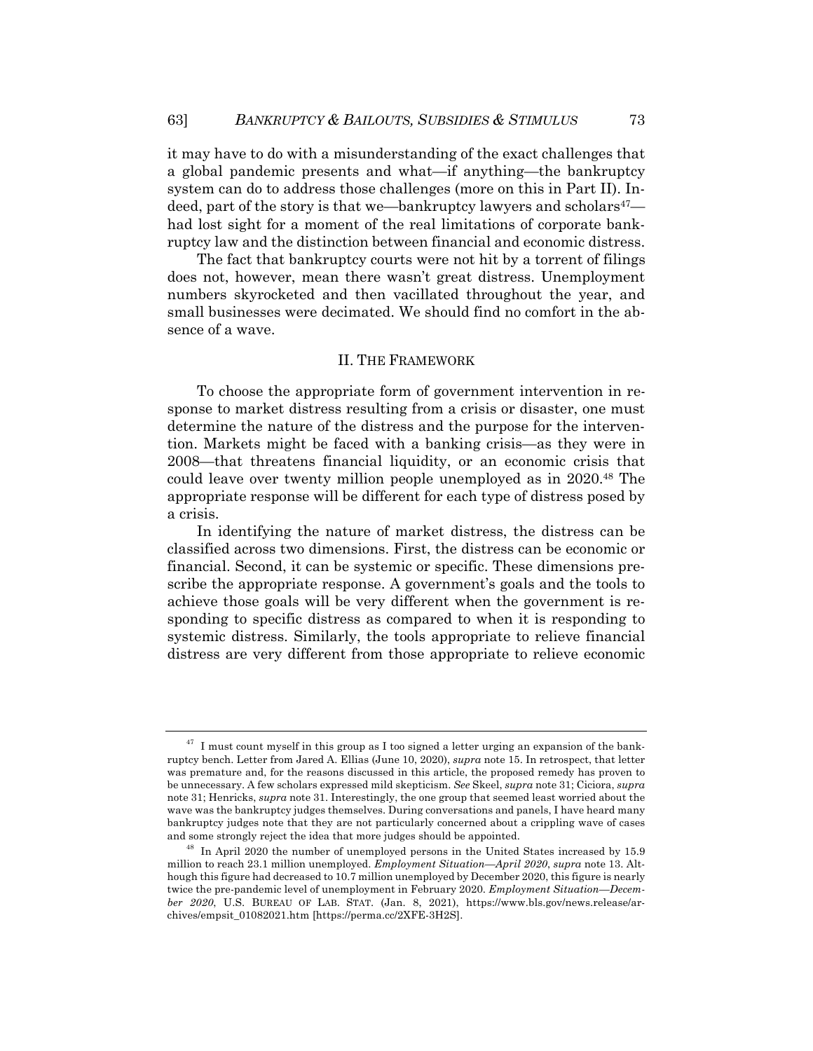it may have to do with a misunderstanding of the exact challenges that a global pandemic presents and what—if anything—the bankruptcy system can do to address those challenges (more on this in Part II). Indeed, part of the story is that we—bankruptcy lawyers and scholars[47]—had lost sight for a moment of the real limitations of corporate bankruptcy law and the distinction between financial and economic distress.

The fact that bankruptcy courts were not hit by a torrent of filings does not, however, mean there wasn't great distress. Unemployment numbers skyrocketed and then vacillated throughout the year, and small businesses were decimated. We should find no comfort in the absence of a wave.

## II. The Framework

To choose the appropriate form of government intervention in response to market distress resulting from a crisis or disaster, one must determine the nature of the distress and the purpose for the intervention. Markets might be faced with a banking crisis—as they were in 2008—that threatens financial liquidity, or an economic crisis that could leave over twenty million people unemployed as in 2020.[48] The appropriate response will be different for each type of distress posed by a crisis.

In identifying the nature of market distress, the distress can be classified across two dimensions. First, the distress can be economic or financial. Second, it can be systemic or specific. These dimensions prescribe the appropriate response. A government's goals and the tools to achieve those goals will be very different when the government is responding to specific distress as compared to when it is responding to systemic distress. Similarly, the tools appropriate to relieve financial distress are very different from those appropriate to relieve economic

---

[47] I must count myself in this group as I too signed a letter urging an expansion of the bankruptcy bench. Letter from Jared A. Ellias (June 10, 2020), *supra* note 15. In retrospect, that letter was premature and, for the reasons discussed in this article, the proposed remedy has proven to be unnecessary. A few scholars expressed mild skepticism. *See* Skeel, *supra* note 31; Ciciora, *supra* note 31; Henricks, *supra* note 31. Interestingly, the one group that seemed least worried about the wave was the bankruptcy judges themselves. During conversations and panels, I have heard many bankruptcy judges note that they are not particularly concerned about a crippling wave of cases and some strongly reject the idea that more judges should be appointed.

[48] In April 2020 the number of unemployed persons in the United States increased by 15.9 million to reach 23.1 million unemployed. *Employment Situation—April 2020*, *supra* note 13. Although this figure had decreased to 10.7 million unemployed by December 2020, this figure is nearly twice the pre-pandemic level of unemployment in February 2020. *Employment Situation—December 2020*, U.S. BUREAU OF LAB. STAT. (Jan. 8, 2021), https://www.bls.gov/news.release/archives/empsit_01082021.htm [https://perma.cc/2XFE-3H2S].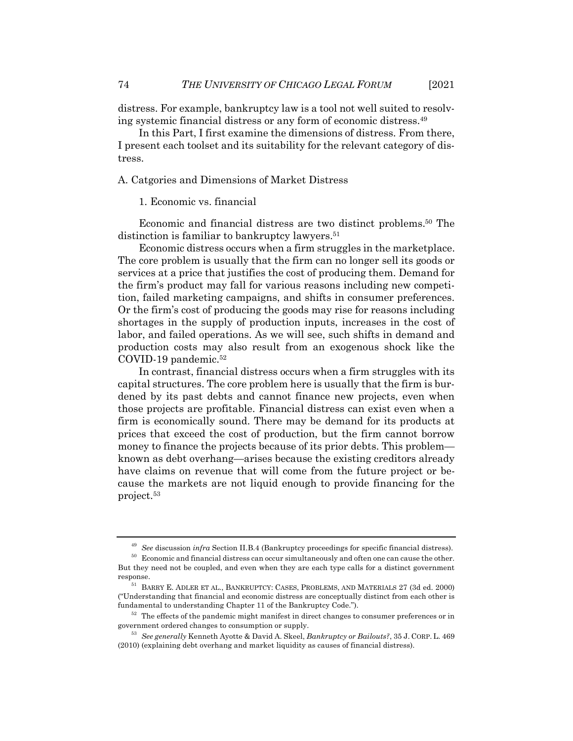distress. For example, bankruptcy law is a tool not well suited to resolving systemic financial distress or any form of economic distress.[49]

In this Part, I first examine the dimensions of distress. From there, I present each toolset and its suitability for the relevant category of distress.

## A. Catgories and Dimensions of Market Distress

### 1. Economic vs. financial

Economic and financial distress are two distinct problems.[50] The distinction is familiar to bankruptcy lawyers.[51]

Economic distress occurs when a firm struggles in the marketplace. The core problem is usually that the firm can no longer sell its goods or services at a price that justifies the cost of producing them. Demand for the firm's product may fall for various reasons including new competition, failed marketing campaigns, and shifts in consumer preferences. Or the firm's cost of producing the goods may rise for reasons including shortages in the supply of production inputs, increases in the cost of labor, and failed operations. As we will see, such shifts in demand and production costs may also result from an exogenous shock like the COVID-19 pandemic.[52]

In contrast, financial distress occurs when a firm struggles with its capital structures. The core problem here is usually that the firm is burdened by its past debts and cannot finance new projects, even when those projects are profitable. Financial distress can exist even when a firm is economically sound. There may be demand for its products at prices that exceed the cost of production, but the firm cannot borrow money to finance the projects because of its prior debts. This problem—known as debt overhang—arises because the existing creditors already have claims on revenue that will come from the future project or because the markets are not liquid enough to provide financing for the project.[53]

---

[49] *See* discussion *infra* Section II.B.4 (Bankruptcy proceedings for specific financial distress).

[50] Economic and financial distress can occur simultaneously and often one can cause the other. But they need not be coupled, and even when they are each type calls for a distinct government response.

[51] BARRY E. ADLER ET AL., BANKRUPTCY: CASES, PROBLEMS, AND MATERIALS 27 (3d ed. 2000) ("Understanding that financial and economic distress are conceptually distinct from each other is fundamental to understanding Chapter 11 of the Bankruptcy Code.").

[52] The effects of the pandemic might manifest in direct changes to consumer preferences or in government ordered changes to consumption or supply.

[53] *See generally* Kenneth Ayotte & David A. Skeel, *Bankruptcy or Bailouts?*, 35 J. CORP. L. 469 (2010) (explaining debt overhang and market liquidity as causes of financial distress).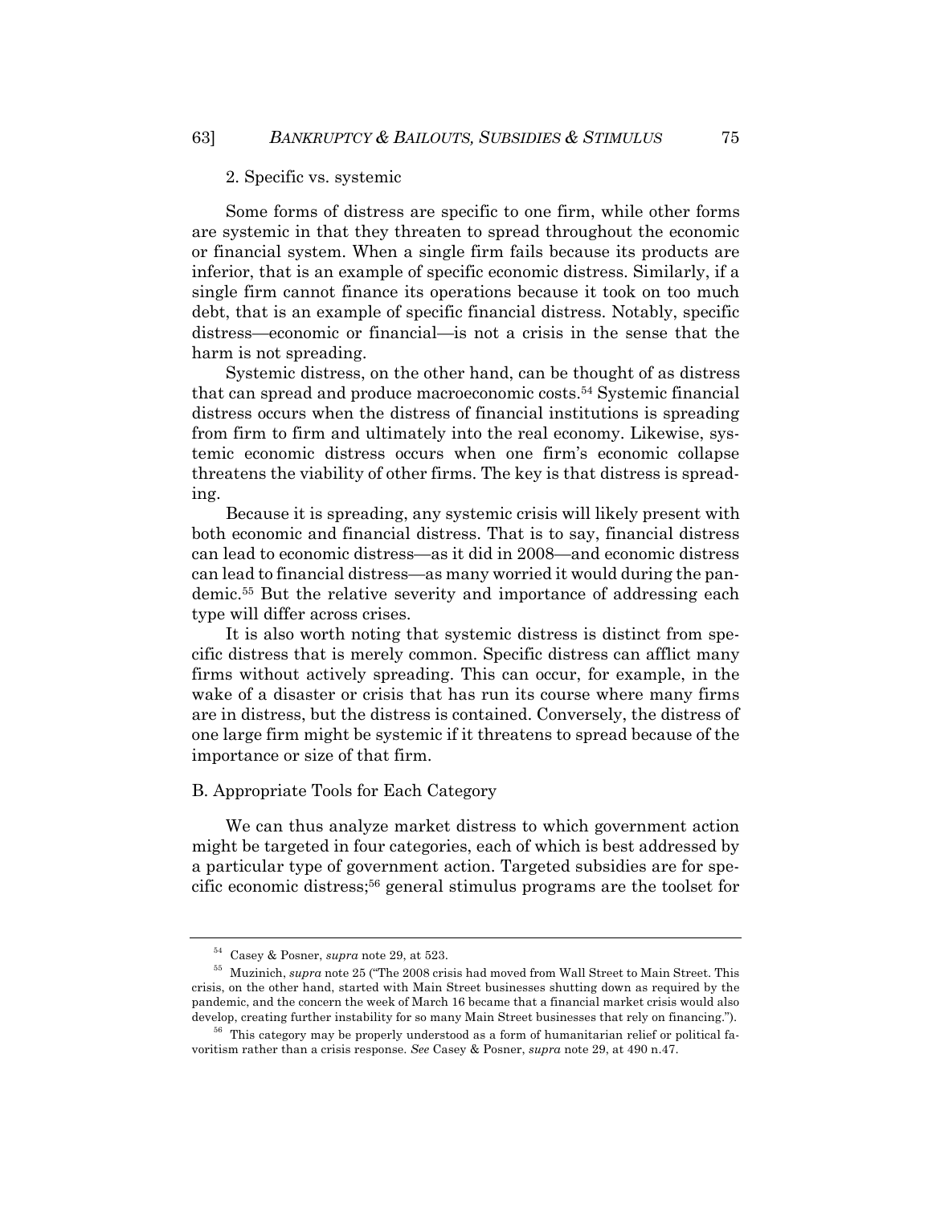2. Specific vs. systemic

Some forms of distress are specific to one firm, while other forms are systemic in that they threaten to spread throughout the economic or financial system. When a single firm fails because its products are inferior, that is an example of specific economic distress. Similarly, if a single firm cannot finance its operations because it took on too much debt, that is an example of specific financial distress. Notably, specific distress—economic or financial—is not a crisis in the sense that the harm is not spreading.

Systemic distress, on the other hand, can be thought of as distress that can spread and produce macroeconomic costs.[54] Systemic financial distress occurs when the distress of financial institutions is spreading from firm to firm and ultimately into the real economy. Likewise, systemic economic distress occurs when one firm's economic collapse threatens the viability of other firms. The key is that distress is spreading.

Because it is spreading, any systemic crisis will likely present with both economic and financial distress. That is to say, financial distress can lead to economic distress—as it did in 2008—and economic distress can lead to financial distress—as many worried it would during the pandemic.[55] But the relative severity and importance of addressing each type will differ across crises.

It is also worth noting that systemic distress is distinct from specific distress that is merely common. Specific distress can afflict many firms without actively spreading. This can occur, for example, in the wake of a disaster or crisis that has run its course where many firms are in distress, but the distress is contained. Conversely, the distress of one large firm might be systemic if it threatens to spread because of the importance or size of that firm.

B. Appropriate Tools for Each Category

We can thus analyze market distress to which government action might be targeted in four categories, each of which is best addressed by a particular type of government action. Targeted subsidies are for specific economic distress;[56] general stimulus programs are the toolset for

---

[54] Casey & Posner, *supra* note 29, at 523.

[55] Muzinich, *supra* note 25 ("The 2008 crisis had moved from Wall Street to Main Street. This crisis, on the other hand, started with Main Street businesses shutting down as required by the pandemic, and the concern the week of March 16 became that a financial market crisis would also develop, creating further instability for so many Main Street businesses that rely on financing.").

[56] This category may be properly understood as a form of humanitarian relief or political favoritism rather than a crisis response. *See* Casey & Posner, *supra* note 29, at 490 n.47.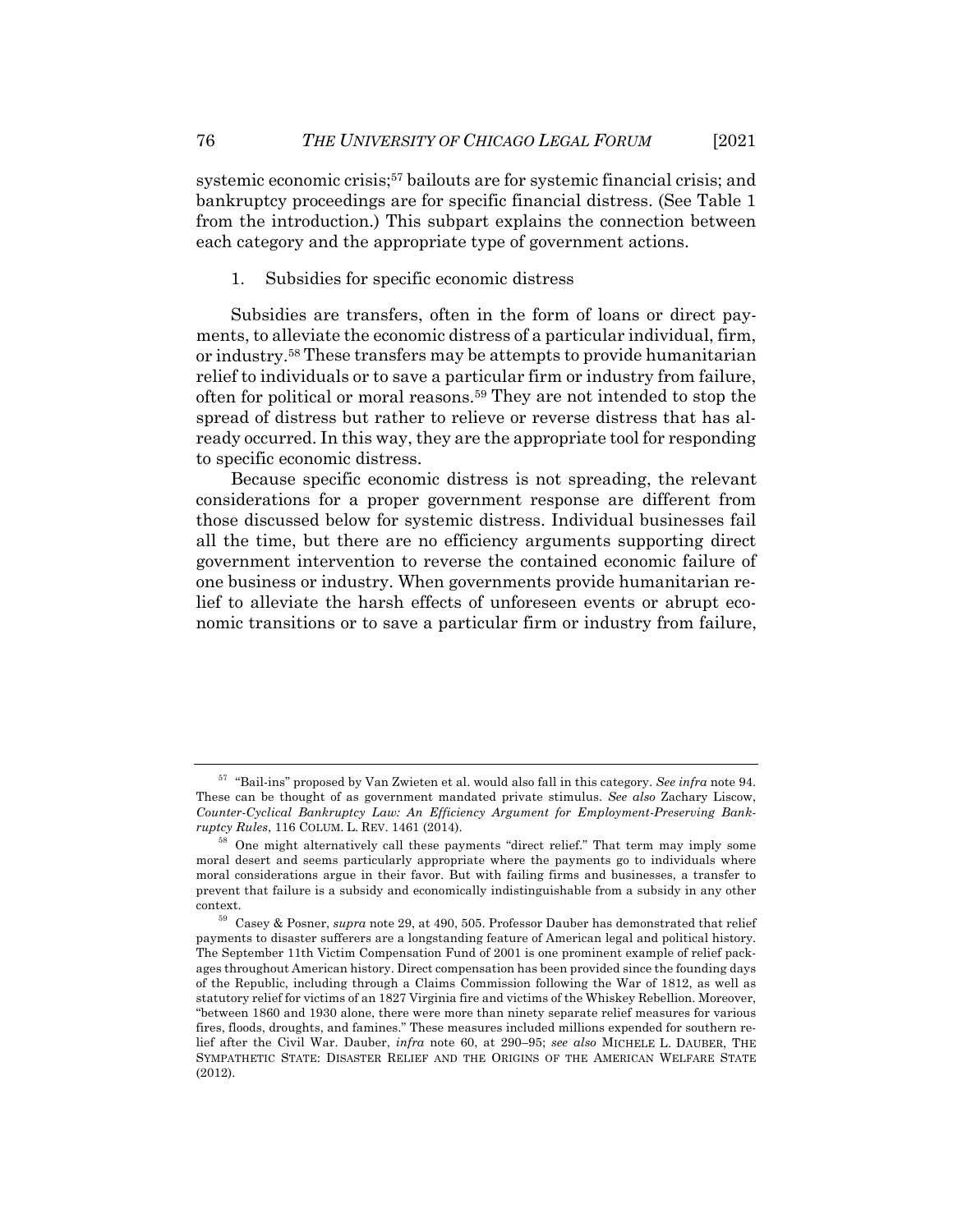systemic economic crisis;[57] bailouts are for systemic financial crisis; and bankruptcy proceedings are for specific financial distress. (See Table 1 from the introduction.) This subpart explains the connection between each category and the appropriate type of government actions.

1. Subsidies for specific economic distress

Subsidies are transfers, often in the form of loans or direct payments, to alleviate the economic distress of a particular individual, firm, or industry.[58] These transfers may be attempts to provide humanitarian relief to individuals or to save a particular firm or industry from failure, often for political or moral reasons.[59] They are not intended to stop the spread of distress but rather to relieve or reverse distress that has already occurred. In this way, they are the appropriate tool for responding to specific economic distress.

Because specific economic distress is not spreading, the relevant considerations for a proper government response are different from those discussed below for systemic distress. Individual businesses fail all the time, but there are no efficiency arguments supporting direct government intervention to reverse the contained economic failure of one business or industry. When governments provide humanitarian relief to alleviate the harsh effects of unforeseen events or abrupt economic transitions or to save a particular firm or industry from failure,

---

[57] "Bail-ins" proposed by Van Zwieten et al. would also fall in this category. *See infra* note 94. These can be thought of as government mandated private stimulus. *See also* Zachary Liscow, *Counter-Cyclical Bankruptcy Law: An Efficiency Argument for Employment-Preserving Bankruptcy Rules*, 116 COLUM. L. REV. 1461 (2014).

[58] One might alternatively call these payments "direct relief." That term may imply some moral desert and seems particularly appropriate where the payments go to individuals where moral considerations argue in their favor. But with failing firms and businesses, a transfer to prevent that failure is a subsidy and economically indistinguishable from a subsidy in any other context.

[59] Casey & Posner, *supra* note 29, at 490, 505. Professor Dauber has demonstrated that relief payments to disaster sufferers are a longstanding feature of American legal and political history. The September 11th Victim Compensation Fund of 2001 is one prominent example of relief packages throughout American history. Direct compensation has been provided since the founding days of the Republic, including through a Claims Commission following the War of 1812, as well as statutory relief for victims of an 1827 Virginia fire and victims of the Whiskey Rebellion. Moreover, "between 1860 and 1930 alone, there were more than ninety separate relief measures for various fires, floods, droughts, and famines." These measures included millions expended for southern relief after the Civil War. Dauber, *infra* note 60, at 290–95; *see also* MICHELE L. DAUBER, THE SYMPATHETIC STATE: DISASTER RELIEF AND THE ORIGINS OF THE AMERICAN WELFARE STATE (2012).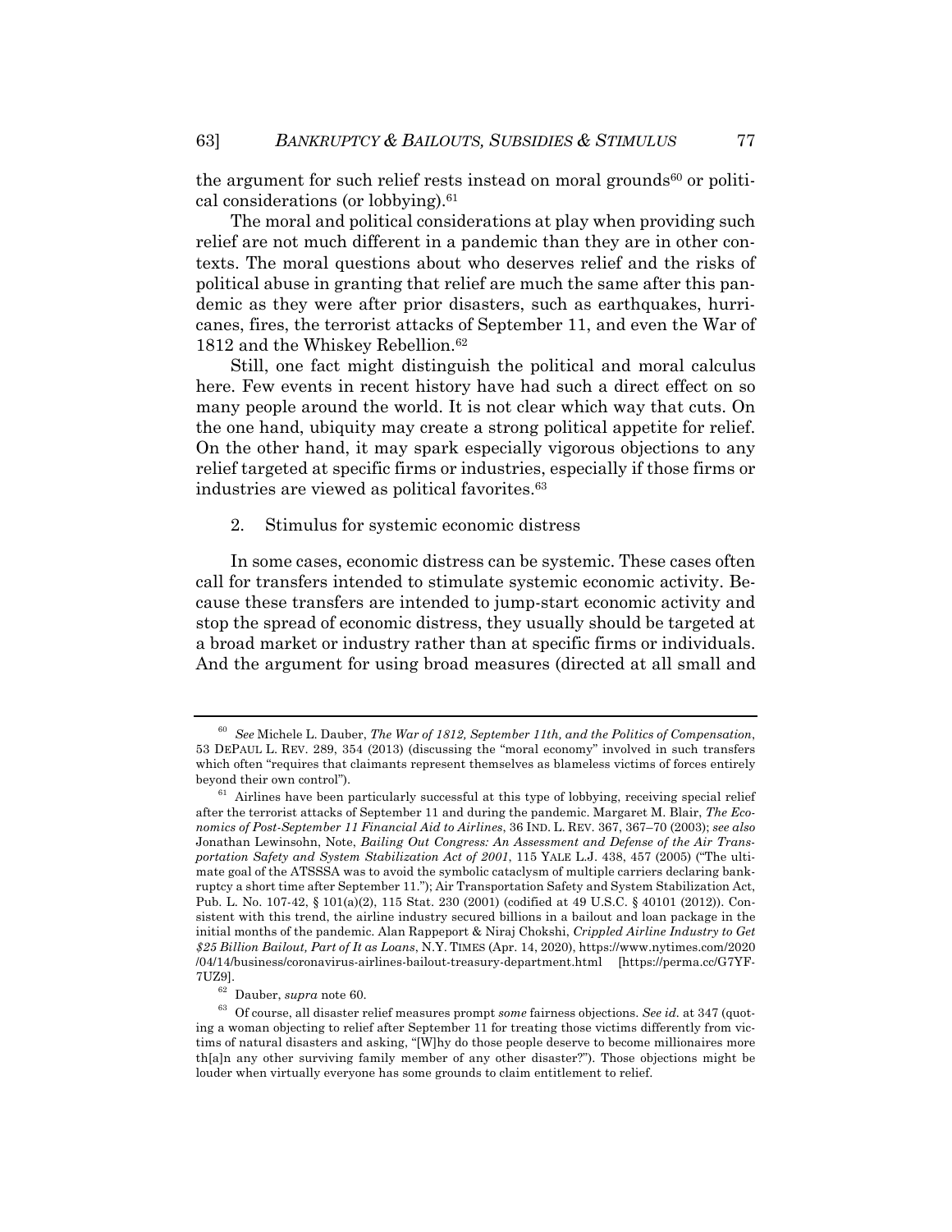the argument for such relief rests instead on moral grounds[60] or political considerations (or lobbying).[61]

The moral and political considerations at play when providing such relief are not much different in a pandemic than they are in other contexts. The moral questions about who deserves relief and the risks of political abuse in granting that relief are much the same after this pandemic as they were after prior disasters, such as earthquakes, hurricanes, fires, the terrorist attacks of September 11, and even the War of 1812 and the Whiskey Rebellion.[62]

Still, one fact might distinguish the political and moral calculus here. Few events in recent history have had such a direct effect on so many people around the world. It is not clear which way that cuts. On the one hand, ubiquity may create a strong political appetite for relief. On the other hand, it may spark especially vigorous objections to any relief targeted at specific firms or industries, especially if those firms or industries are viewed as political favorites.[63]

2. Stimulus for systemic economic distress

In some cases, economic distress can be systemic. These cases often call for transfers intended to stimulate systemic economic activity. Because these transfers are intended to jump-start economic activity and stop the spread of economic distress, they usually should be targeted at a broad market or industry rather than at specific firms or individuals. And the argument for using broad measures (directed at all small and

---

[60] *See* Michele L. Dauber, *The War of 1812, September 11th, and the Politics of Compensation*, 53 DEPAUL L. REV. 289, 354 (2013) (discussing the "moral economy" involved in such transfers which often "requires that claimants represent themselves as blameless victims of forces entirely beyond their own control").

[61] Airlines have been particularly successful at this type of lobbying, receiving special relief after the terrorist attacks of September 11 and during the pandemic. Margaret M. Blair, *The Economics of Post-September 11 Financial Aid to Airlines*, 36 IND. L. REV. 367, 367–70 (2003); *see also* Jonathan Lewinsohn, Note, *Bailing Out Congress: An Assessment and Defense of the Air Transportation Safety and System Stabilization Act of 2001*, 115 YALE L.J. 438, 457 (2005) ("The ultimate goal of the ATSSSA was to avoid the symbolic cataclysm of multiple carriers declaring bankruptcy a short time after September 11."); Air Transportation Safety and System Stabilization Act, Pub. L. No. 107-42, § 101(a)(2), 115 Stat. 230 (2001) (codified at 49 U.S.C. § 40101 (2012)). Consistent with this trend, the airline industry secured billions in a bailout and loan package in the initial months of the pandemic. Alan Rappeport & Niraj Chokshi, *Crippled Airline Industry to Get $25 Billion Bailout, Part of It as Loans*, N.Y. TIMES (Apr. 14, 2020), https://www.nytimes.com/2020/04/14/business/coronavirus-airlines-bailout-treasury-department.html [https://perma.cc/G7YF-7UZ9].

[62] Dauber, *supra* note 60.

[63] Of course, all disaster relief measures prompt *some* fairness objections. *See id.* at 347 (quoting a woman objecting to relief after September 11 for treating those victims differently from victims of natural disasters and asking, "[W]hy do those people deserve to become millionaires more th[a]n any other surviving family member of any other disaster?"). Those objections might be louder when virtually everyone has some grounds to claim entitlement to relief.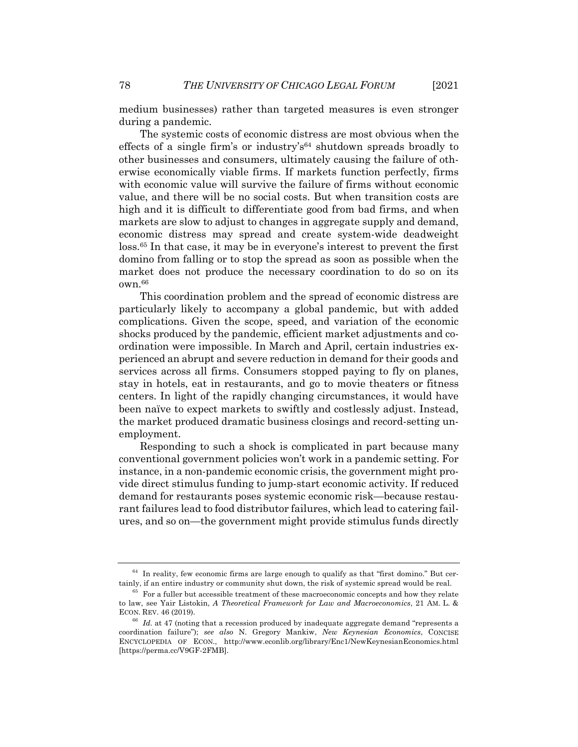medium businesses) rather than targeted measures is even stronger during a pandemic.

The systemic costs of economic distress are most obvious when the effects of a single firm's or industry's[64] shutdown spreads broadly to other businesses and consumers, ultimately causing the failure of otherwise economically viable firms. If markets function perfectly, firms with economic value will survive the failure of firms without economic value, and there will be no social costs. But when transition costs are high and it is difficult to differentiate good from bad firms, and when markets are slow to adjust to changes in aggregate supply and demand, economic distress may spread and create system-wide deadweight loss.[65] In that case, it may be in everyone's interest to prevent the first domino from falling or to stop the spread as soon as possible when the market does not produce the necessary coordination to do so on its own.[66]

This coordination problem and the spread of economic distress are particularly likely to accompany a global pandemic, but with added complications. Given the scope, speed, and variation of the economic shocks produced by the pandemic, efficient market adjustments and coordination were impossible. In March and April, certain industries experienced an abrupt and severe reduction in demand for their goods and services across all firms. Consumers stopped paying to fly on planes, stay in hotels, eat in restaurants, and go to movie theaters or fitness centers. In light of the rapidly changing circumstances, it would have been naïve to expect markets to swiftly and costlessly adjust. Instead, the market produced dramatic business closings and record-setting unemployment.

Responding to such a shock is complicated in part because many conventional government policies won't work in a pandemic setting. For instance, in a non-pandemic economic crisis, the government might provide direct stimulus funding to jump-start economic activity. If reduced demand for restaurants poses systemic economic risk—because restaurant failures lead to food distributor failures, which lead to catering failures, and so on—the government might provide stimulus funds directly

---

[64] In reality, few economic firms are large enough to qualify as that "first domino." But certainly, if an entire industry or community shut down, the risk of systemic spread would be real.

[65] For a fuller but accessible treatment of these macroeconomic concepts and how they relate to law, see Yair Listokin, *A Theoretical Framework for Law and Macroeconomics*, 21 AM. L. & ECON. REV. 46 (2019).

[66] *Id.* at 47 (noting that a recession produced by inadequate aggregate demand "represents a coordination failure"); *see also* N. Gregory Mankiw, *New Keynesian Economics*, CONCISE ENCYCLOPEDIA OF ECON., http://www.econlib.org/library/Enc1/NewKeynesianEconomics.html [https://perma.cc/V9GF-2FMB].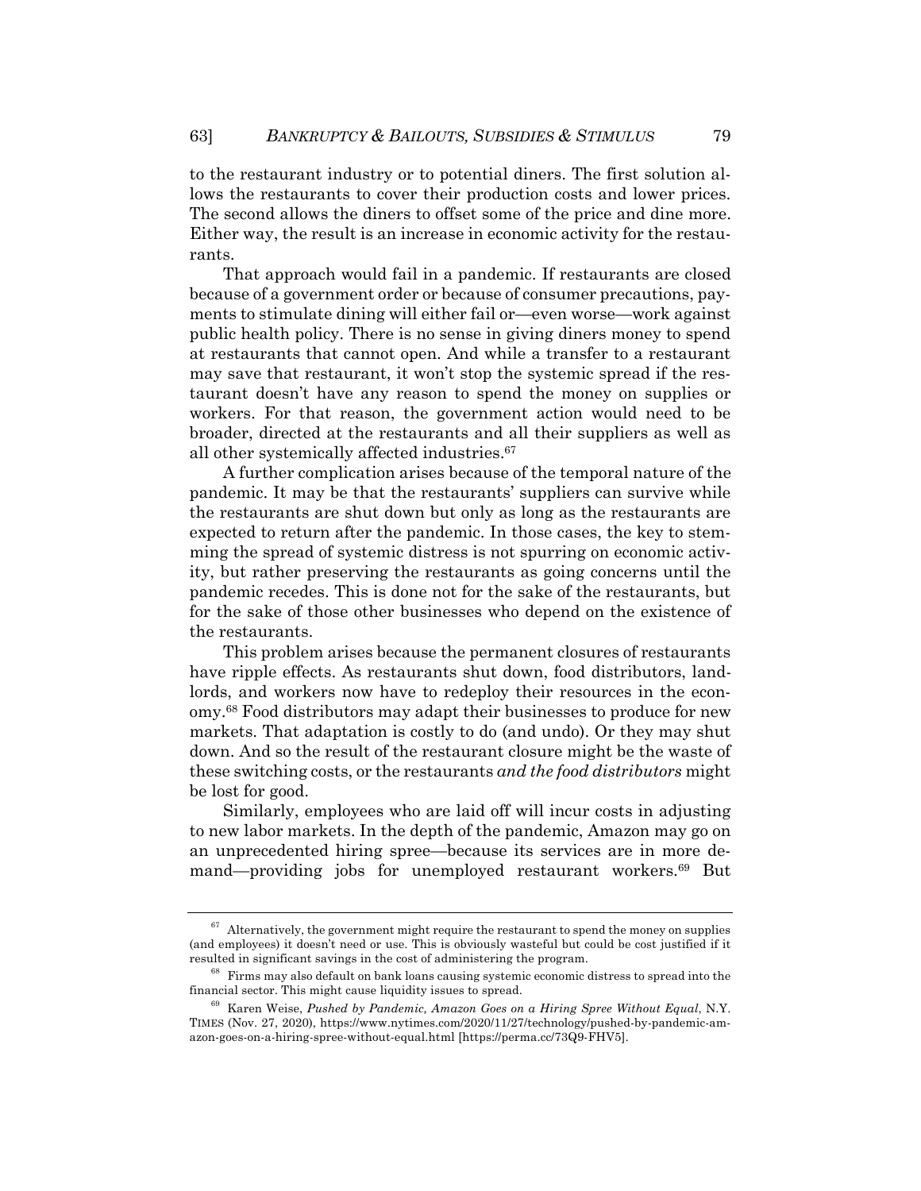to the restaurant industry or to potential diners. The first solution allows the restaurants to cover their production costs and lower prices. The second allows the diners to offset some of the price and dine more. Either way, the result is an increase in economic activity for the restaurants.

That approach would fail in a pandemic. If restaurants are closed because of a government order or because of consumer precautions, payments to stimulate dining will either fail or—even worse—work against public health policy. There is no sense in giving diners money to spend at restaurants that cannot open. And while a transfer to a restaurant may save that restaurant, it won't stop the systemic spread if the restaurant doesn't have any reason to spend the money on supplies or workers. For that reason, the government action would need to be broader, directed at the restaurants and all their suppliers as well as all other systemically affected industries.[67]

A further complication arises because of the temporal nature of the pandemic. It may be that the restaurants' suppliers can survive while the restaurants are shut down but only as long as the restaurants are expected to return after the pandemic. In those cases, the key to stemming the spread of systemic distress is not spurring on economic activity, but rather preserving the restaurants as going concerns until the pandemic recedes. This is done not for the sake of the restaurants, but for the sake of those other businesses who depend on the existence of the restaurants.

This problem arises because the permanent closures of restaurants have ripple effects. As restaurants shut down, food distributors, landlords, and workers now have to redeploy their resources in the economy.[68] Food distributors may adapt their businesses to produce for new markets. That adaptation is costly to do (and undo). Or they may shut down. And so the result of the restaurant closure might be the waste of these switching costs, or the restaurants *and the food distributors* might be lost for good.

Similarly, employees who are laid off will incur costs in adjusting to new labor markets. In the depth of the pandemic, Amazon may go on an unprecedented hiring spree—because its services are in more demand—providing jobs for unemployed restaurant workers.[69] But

[67] Alternatively, the government might require the restaurant to spend the money on supplies (and employees) it doesn't need or use. This is obviously wasteful but could be cost justified if it resulted in significant savings in the cost of administering the program.

[68] Firms may also default on bank loans causing systemic economic distress to spread into the financial sector. This might cause liquidity issues to spread.

[69] Karen Weise, *Pushed by Pandemic, Amazon Goes on a Hiring Spree Without Equal*, N.Y. TIMES (Nov. 27, 2020), https://www.nytimes.com/2020/11/27/technology/pushed-by-pandemic-amazon-goes-on-a-hiring-spree-without-equal.html [https://perma.cc/73Q9-FHV5].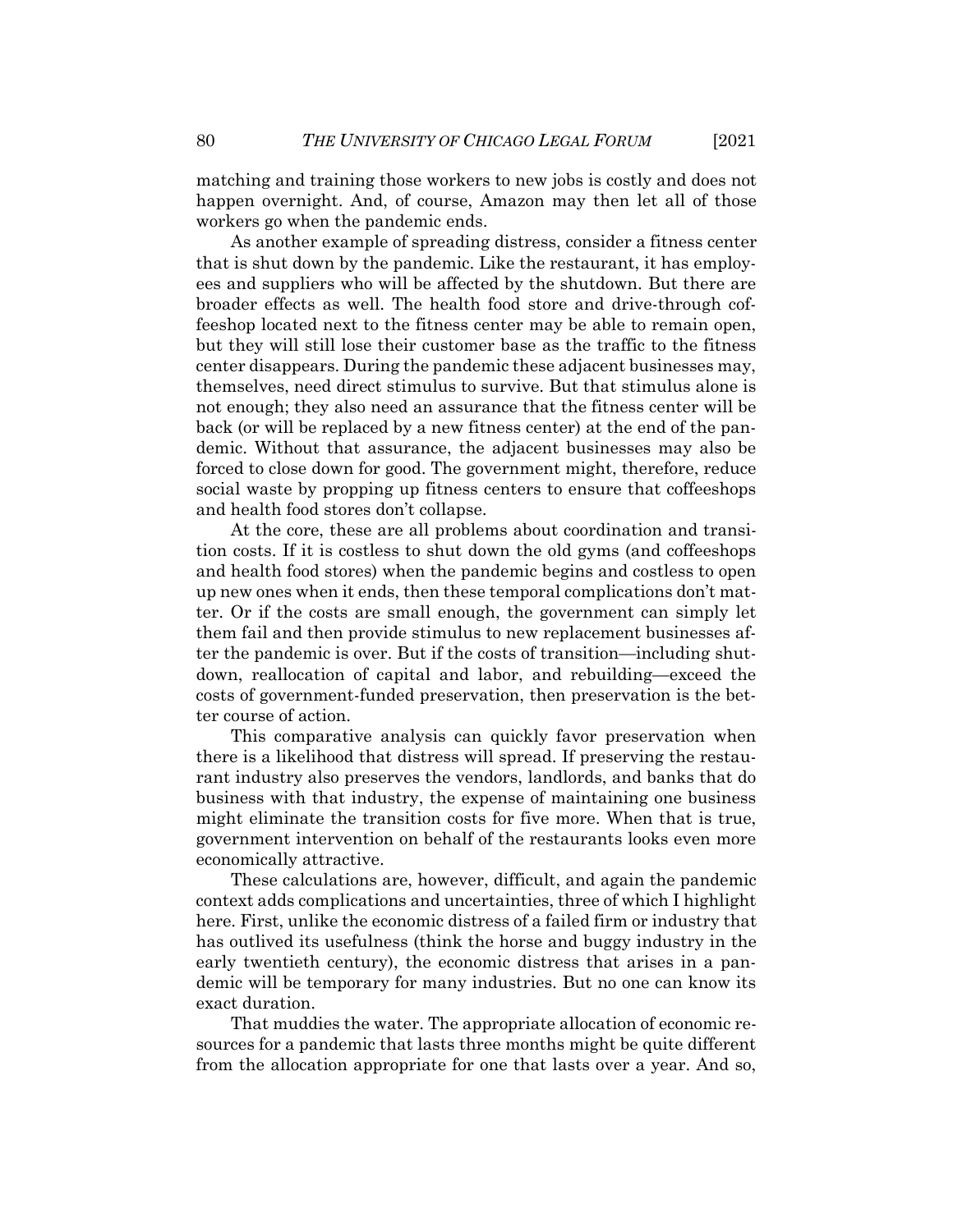matching and training those workers to new jobs is costly and does not happen overnight. And, of course, Amazon may then let all of those workers go when the pandemic ends.

As another example of spreading distress, consider a fitness center that is shut down by the pandemic. Like the restaurant, it has employees and suppliers who will be affected by the shutdown. But there are broader effects as well. The health food store and drive-through coffeeshop located next to the fitness center may be able to remain open, but they will still lose their customer base as the traffic to the fitness center disappears. During the pandemic these adjacent businesses may, themselves, need direct stimulus to survive. But that stimulus alone is not enough; they also need an assurance that the fitness center will be back (or will be replaced by a new fitness center) at the end of the pandemic. Without that assurance, the adjacent businesses may also be forced to close down for good. The government might, therefore, reduce social waste by propping up fitness centers to ensure that coffeeshops and health food stores don't collapse.

At the core, these are all problems about coordination and transition costs. If it is costless to shut down the old gyms (and coffeeshops and health food stores) when the pandemic begins and costless to open up new ones when it ends, then these temporal complications don't matter. Or if the costs are small enough, the government can simply let them fail and then provide stimulus to new replacement businesses after the pandemic is over. But if the costs of transition—including shutdown, reallocation of capital and labor, and rebuilding—exceed the costs of government-funded preservation, then preservation is the better course of action.

This comparative analysis can quickly favor preservation when there is a likelihood that distress will spread. If preserving the restaurant industry also preserves the vendors, landlords, and banks that do business with that industry, the expense of maintaining one business might eliminate the transition costs for five more. When that is true, government intervention on behalf of the restaurants looks even more economically attractive.

These calculations are, however, difficult, and again the pandemic context adds complications and uncertainties, three of which I highlight here. First, unlike the economic distress of a failed firm or industry that has outlived its usefulness (think the horse and buggy industry in the early twentieth century), the economic distress that arises in a pandemic will be temporary for many industries. But no one can know its exact duration.

That muddies the water. The appropriate allocation of economic resources for a pandemic that lasts three months might be quite different from the allocation appropriate for one that lasts over a year. And so,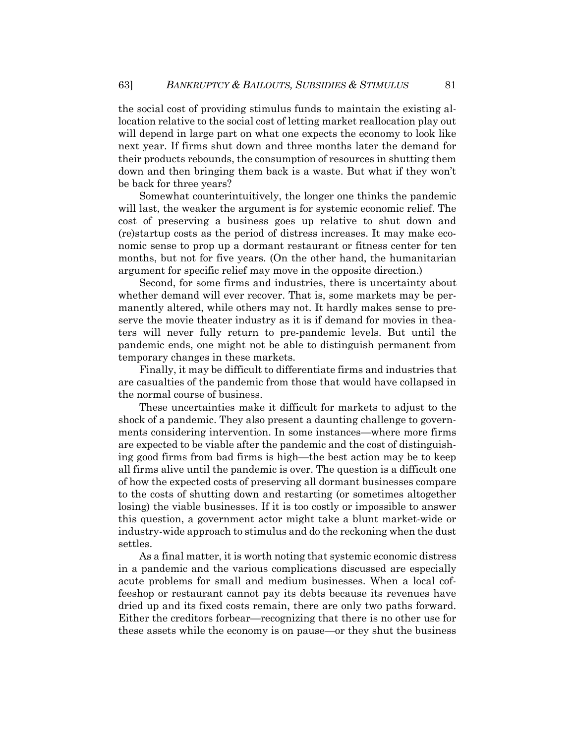the social cost of providing stimulus funds to maintain the existing allocation relative to the social cost of letting market reallocation play out will depend in large part on what one expects the economy to look like next year. If firms shut down and three months later the demand for their products rebounds, the consumption of resources in shutting them down and then bringing them back is a waste. But what if they won't be back for three years?

Somewhat counterintuitively, the longer one thinks the pandemic will last, the weaker the argument is for systemic economic relief. The cost of preserving a business goes up relative to shut down and (re)startup costs as the period of distress increases. It may make economic sense to prop up a dormant restaurant or fitness center for ten months, but not for five years. (On the other hand, the humanitarian argument for specific relief may move in the opposite direction.)

Second, for some firms and industries, there is uncertainty about whether demand will ever recover. That is, some markets may be permanently altered, while others may not. It hardly makes sense to preserve the movie theater industry as it is if demand for movies in theaters will never fully return to pre-pandemic levels. But until the pandemic ends, one might not be able to distinguish permanent from temporary changes in these markets.

Finally, it may be difficult to differentiate firms and industries that are casualties of the pandemic from those that would have collapsed in the normal course of business.

These uncertainties make it difficult for markets to adjust to the shock of a pandemic. They also present a daunting challenge to governments considering intervention. In some instances—where more firms are expected to be viable after the pandemic and the cost of distinguishing good firms from bad firms is high—the best action may be to keep all firms alive until the pandemic is over. The question is a difficult one of how the expected costs of preserving all dormant businesses compare to the costs of shutting down and restarting (or sometimes altogether losing) the viable businesses. If it is too costly or impossible to answer this question, a government actor might take a blunt market-wide or industry-wide approach to stimulus and do the reckoning when the dust settles.

As a final matter, it is worth noting that systemic economic distress in a pandemic and the various complications discussed are especially acute problems for small and medium businesses. When a local coffeeshop or restaurant cannot pay its debts because its revenues have dried up and its fixed costs remain, there are only two paths forward. Either the creditors forbear—recognizing that there is no other use for these assets while the economy is on pause—or they shut the business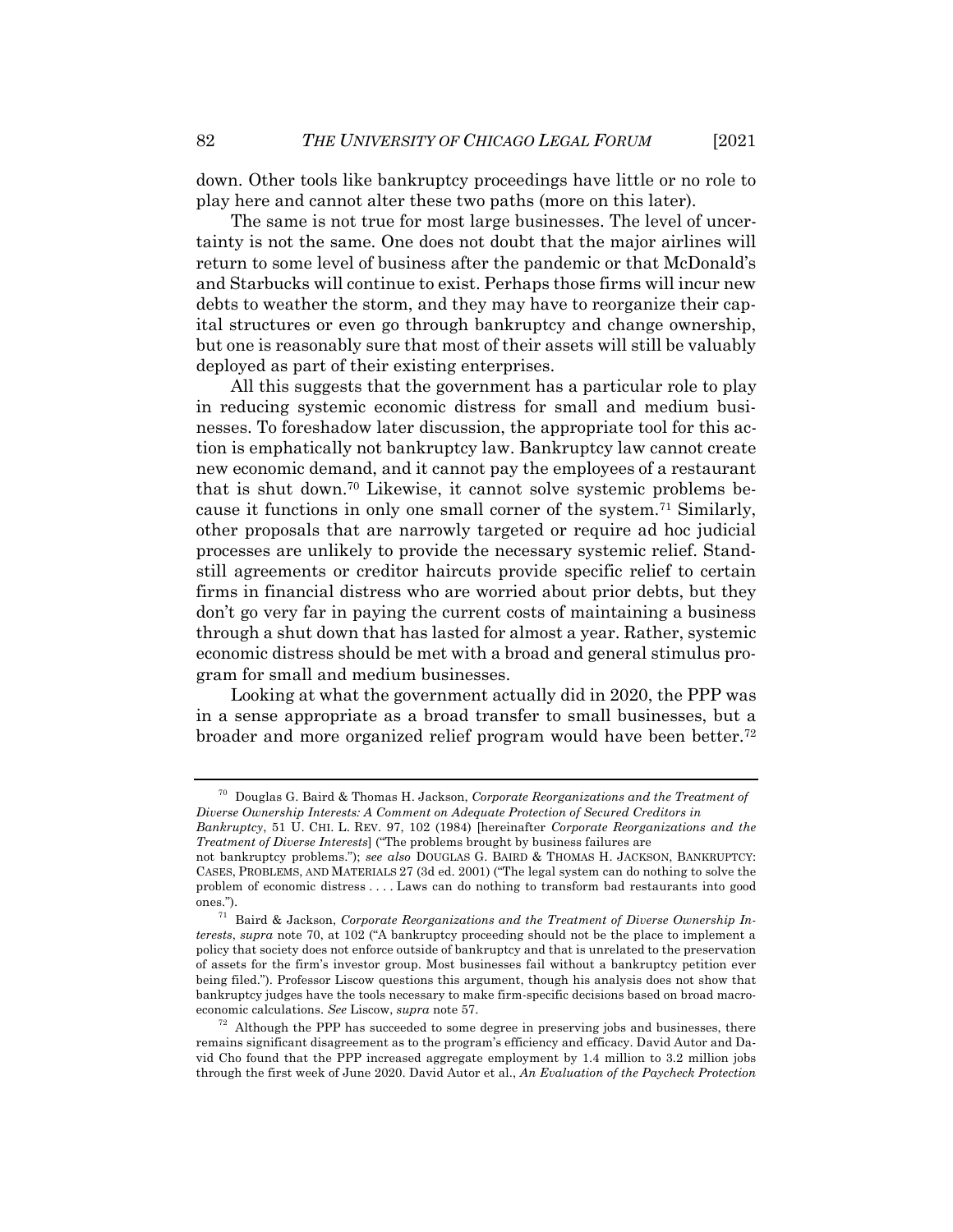down. Other tools like bankruptcy proceedings have little or no role to play here and cannot alter these two paths (more on this later).

The same is not true for most large businesses. The level of uncertainty is not the same. One does not doubt that the major airlines will return to some level of business after the pandemic or that McDonald's and Starbucks will continue to exist. Perhaps those firms will incur new debts to weather the storm, and they may have to reorganize their capital structures or even go through bankruptcy and change ownership, but one is reasonably sure that most of their assets will still be valuably deployed as part of their existing enterprises.

All this suggests that the government has a particular role to play in reducing systemic economic distress for small and medium businesses. To foreshadow later discussion, the appropriate tool for this action is emphatically not bankruptcy law. Bankruptcy law cannot create new economic demand, and it cannot pay the employees of a restaurant that is shut down.[70] Likewise, it cannot solve systemic problems because it functions in only one small corner of the system.[71] Similarly, other proposals that are narrowly targeted or require ad hoc judicial processes are unlikely to provide the necessary systemic relief. Standstill agreements or creditor haircuts provide specific relief to certain firms in financial distress who are worried about prior debts, but they don't go very far in paying the current costs of maintaining a business through a shut down that has lasted for almost a year. Rather, systemic economic distress should be met with a broad and general stimulus program for small and medium businesses.

Looking at what the government actually did in 2020, the PPP was in a sense appropriate as a broad transfer to small businesses, but a broader and more organized relief program would have been better.[72]

---

[70] Douglas G. Baird & Thomas H. Jackson, *Corporate Reorganizations and the Treatment of Diverse Ownership Interests: A Comment on Adequate Protection of Secured Creditors in Bankruptcy*, 51 U. CHI. L. REV. 97, 102 (1984) [hereinafter *Corporate Reorganizations and the Treatment of Diverse Interests*] ("The problems brought by business failures are not bankruptcy problems."); *see also* DOUGLAS G. BAIRD & THOMAS H. JACKSON, BANKRUPTCY: CASES, PROBLEMS, AND MATERIALS 27 (3d ed. 2001) ("The legal system can do nothing to solve the problem of economic distress . . . . Laws can do nothing to transform bad restaurants into good ones.").

[71] Baird & Jackson, *Corporate Reorganizations and the Treatment of Diverse Ownership Interests*, *supra* note 70, at 102 ("A bankruptcy proceeding should not be the place to implement a policy that society does not enforce outside of bankruptcy and that is unrelated to the preservation of assets for the firm's investor group. Most businesses fail without a bankruptcy petition ever being filed."). Professor Liscow questions this argument, though his analysis does not show that bankruptcy judges have the tools necessary to make firm-specific decisions based on broad macroeconomic calculations. *See* Liscow, *supra* note 57.

[72] Although the PPP has succeeded to some degree in preserving jobs and businesses, there remains significant disagreement as to the program's efficiency and efficacy. David Autor and David Cho found that the PPP increased aggregate employment by 1.4 million to 3.2 million jobs through the first week of June 2020. David Autor et al., *An Evaluation of the Paycheck Protection*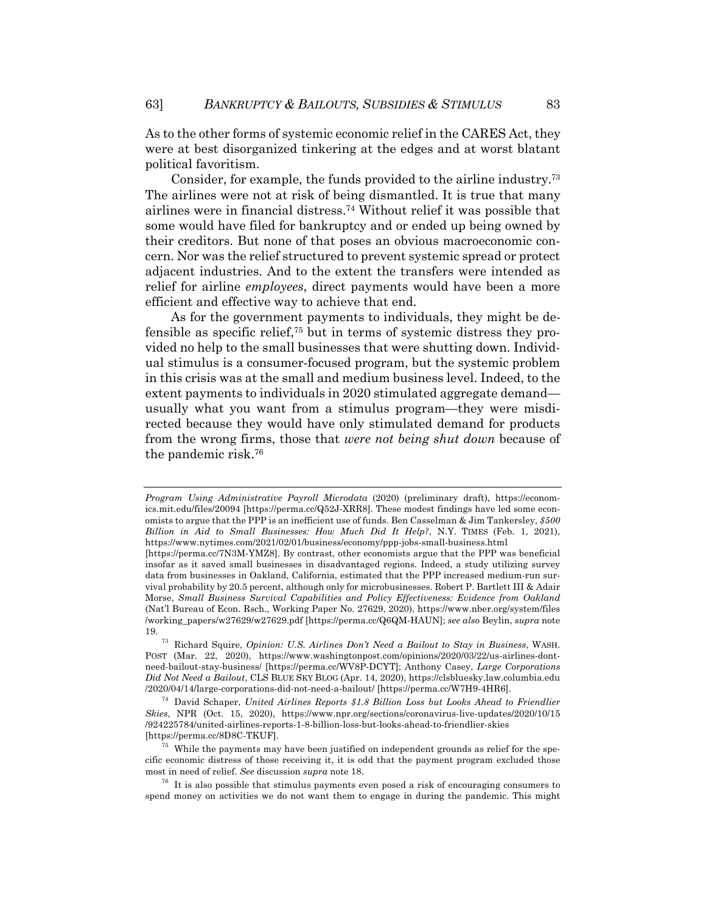As to the other forms of systemic economic relief in the CARES Act, they were at best disorganized tinkering at the edges and at worst blatant political favoritism.

Consider, for example, the funds provided to the airline industry.[73] The airlines were not at risk of being dismantled. It is true that many airlines were in financial distress.[74] Without relief it was possible that some would have filed for bankruptcy and or ended up being owned by their creditors. But none of that poses an obvious macroeconomic concern. Nor was the relief structured to prevent systemic spread or protect adjacent industries. And to the extent the transfers were intended as relief for airline *employees*, direct payments would have been a more efficient and effective way to achieve that end.

As for the government payments to individuals, they might be defensible as specific relief,[75] but in terms of systemic distress they provided no help to the small businesses that were shutting down. Individual stimulus is a consumer-focused program, but the systemic problem in this crisis was at the small and medium business level. Indeed, to the extent payments to individuals in 2020 stimulated aggregate demand—usually what you want from a stimulus program—they were misdirected because they would have only stimulated demand for products from the wrong firms, those that *were not being shut down* because of the pandemic risk.[76]

---

*Program Using Administrative Payroll Microdata* (2020) (preliminary draft), https://economics.mit.edu/files/20094 [https://perma.cc/Q52J-XRR8]. These modest findings have led some economists to argue that the PPP is an inefficient use of funds. Ben Casselman & Jim Tankersley, *$500 Billion in Aid to Small Businesses: How Much Did It Help?*, N.Y. TIMES (Feb. 1, 2021), https://www.nytimes.com/2021/02/01/business/economy/ppp-jobs-small-business.html [https://perma.cc/7N3M-YMZ8]. By contrast, other economists argue that the PPP was beneficial insofar as it saved small businesses in disadvantaged regions. Indeed, a study utilizing survey data from businesses in Oakland, California, estimated that the PPP increased medium-run survival probability by 20.5 percent, although only for microbusinesses. Robert P. Bartlett III & Adair Morse, *Small Business Survival Capabilities and Policy Effectiveness: Evidence from Oakland* (Nat'l Bureau of Econ. Rsch., Working Paper No. 27629, 2020), https://www.nber.org/system/files/working_papers/w27629/w27629.pdf [https://perma.cc/Q6QM-HAUN]; *see also* Beylin, *supra* note 19.

[73] Richard Squire, *Opinion: U.S. Airlines Don't Need a Bailout to Stay in Business*, WASH. POST (Mar. 22, 2020), https://www.washingtonpost.com/opinions/2020/03/22/us-airlines-dont-need-bailout-stay-business/ [https://perma.cc/WV8P-DCYT]; Anthony Casey, *Large Corporations Did Not Need a Bailout*, CLS BLUE SKY BLOG (Apr. 14, 2020), https://clsbluesky.law.columbia.edu/2020/04/14/large-corporations-did-not-need-a-bailout/ [https://perma.cc/W7H9-4HR6].

[74] David Schaper, *United Airlines Reports $1.8 Billion Loss but Looks Ahead to Friendlier Skies*, NPR (Oct. 15, 2020), https://www.npr.org/sections/coronavirus-live-updates/2020/10/15/924225784/united-airlines-reports-1-8-billion-loss-but-looks-ahead-to-friendlier-skies [https://perma.cc/8D8C-TKUF].

[75] While the payments may have been justified on independent grounds as relief for the specific economic distress of those receiving it, it is odd that the payment program excluded those most in need of relief. *See* discussion *supra* note 18.

[76] It is also possible that stimulus payments even posed a risk of encouraging consumers to spend money on activities we do not want them to engage in during the pandemic. This might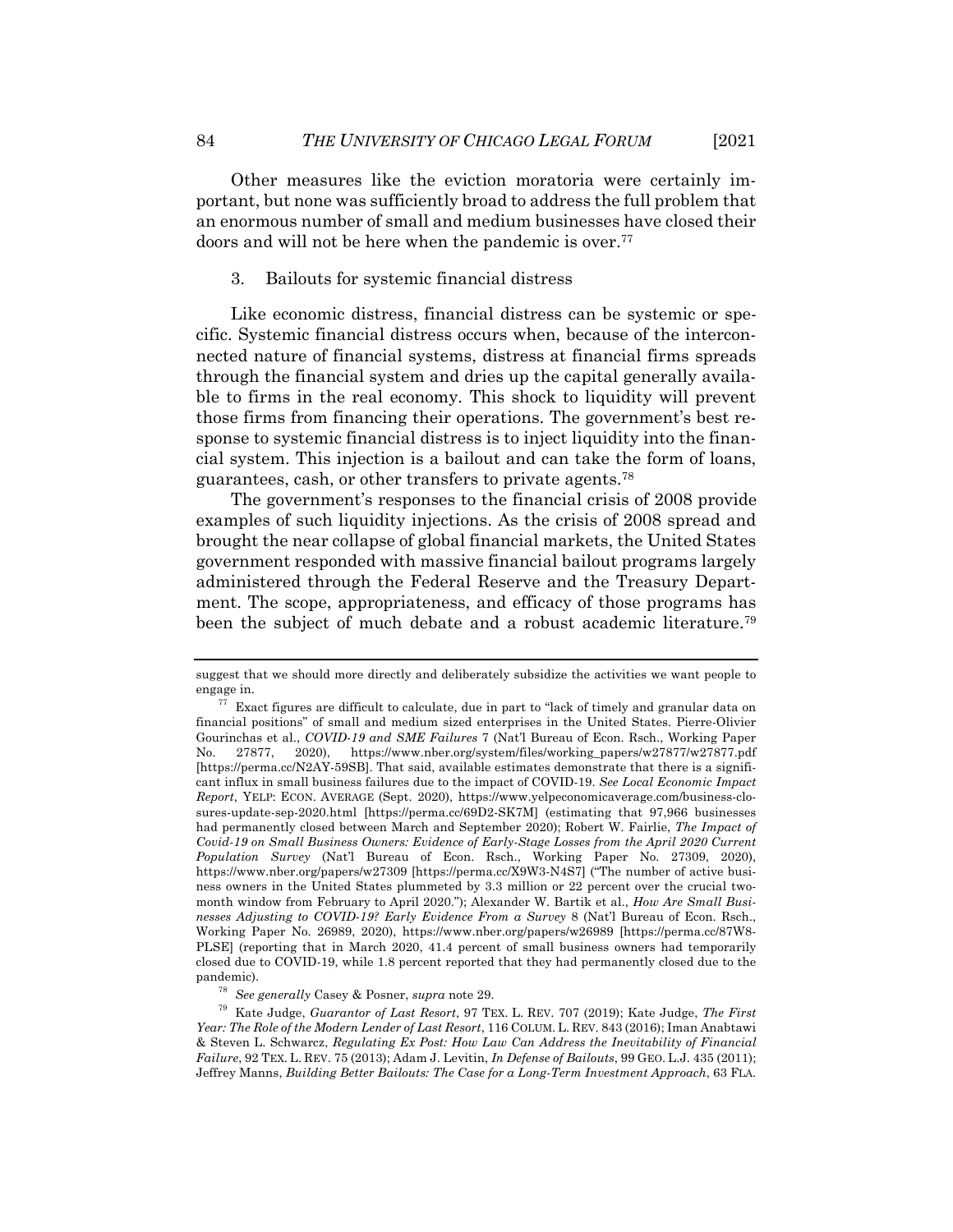Other measures like the eviction moratoria were certainly important, but none was sufficiently broad to address the full problem that an enormous number of small and medium businesses have closed their doors and will not be here when the pandemic is over.[77]

3. Bailouts for systemic financial distress

Like economic distress, financial distress can be systemic or specific. Systemic financial distress occurs when, because of the interconnected nature of financial systems, distress at financial firms spreads through the financial system and dries up the capital generally available to firms in the real economy. This shock to liquidity will prevent those firms from financing their operations. The government's best response to systemic financial distress is to inject liquidity into the financial system. This injection is a bailout and can take the form of loans, guarantees, cash, or other transfers to private agents.[78]

The government's responses to the financial crisis of 2008 provide examples of such liquidity injections. As the crisis of 2008 spread and brought the near collapse of global financial markets, the United States government responded with massive financial bailout programs largely administered through the Federal Reserve and the Treasury Department. The scope, appropriateness, and efficacy of those programs has been the subject of much debate and a robust academic literature.[79]

---

suggest that we should more directly and deliberately subsidize the activities we want people to engage in.

[77] Exact figures are difficult to calculate, due in part to "lack of timely and granular data on financial positions" of small and medium sized enterprises in the United States. Pierre-Olivier Gourinchas et al., *COVID-19 and SME Failures* 7 (Nat'l Bureau of Econ. Rsch., Working Paper No. 27877, 2020), https://www.nber.org/system/files/working_papers/w27877/w27877.pdf [https://perma.cc/N2AY-59SB]. That said, available estimates demonstrate that there is a significant influx in small business failures due to the impact of COVID-19. *See Local Economic Impact Report*, YELP: ECON. AVERAGE (Sept. 2020), https://www.yelpeconomicaverage.com/business-closures-update-sep-2020.html [https://perma.cc/69D2-SK7M] (estimating that 97,966 businesses had permanently closed between March and September 2020); Robert W. Fairlie, *The Impact of Covid-19 on Small Business Owners: Evidence of Early-Stage Losses from the April 2020 Current Population Survey* (Nat'l Bureau of Econ. Rsch., Working Paper No. 27309, 2020), https://www.nber.org/papers/w27309 [https://perma.cc/X9W3-N4S7] ("The number of active business owners in the United States plummeted by 3.3 million or 22 percent over the crucial two-month window from February to April 2020."); Alexander W. Bartik et al., *How Are Small Businesses Adjusting to COVID-19? Early Evidence From a Survey* 8 (Nat'l Bureau of Econ. Rsch., Working Paper No. 26989, 2020), https://www.nber.org/papers/w26989 [https://perma.cc/87W8-PLSE] (reporting that in March 2020, 41.4 percent of small business owners had temporarily closed due to COVID-19, while 1.8 percent reported that they had permanently closed due to the pandemic).

[78] *See generally* Casey & Posner, *supra* note 29.

[79] Kate Judge, *Guarantor of Last Resort*, 97 TEX. L. REV. 707 (2019); Kate Judge, *The First Year: The Role of the Modern Lender of Last Resort*, 116 COLUM. L. REV. 843 (2016); Iman Anabtawi & Steven L. Schwarcz, *Regulating Ex Post: How Law Can Address the Inevitability of Financial Failure*, 92 TEX. L. REV. 75 (2013); Adam J. Levitin, *In Defense of Bailouts*, 99 GEO. L.J. 435 (2011); Jeffrey Manns, *Building Better Bailouts: The Case for a Long-Term Investment Approach*, 63 FLA.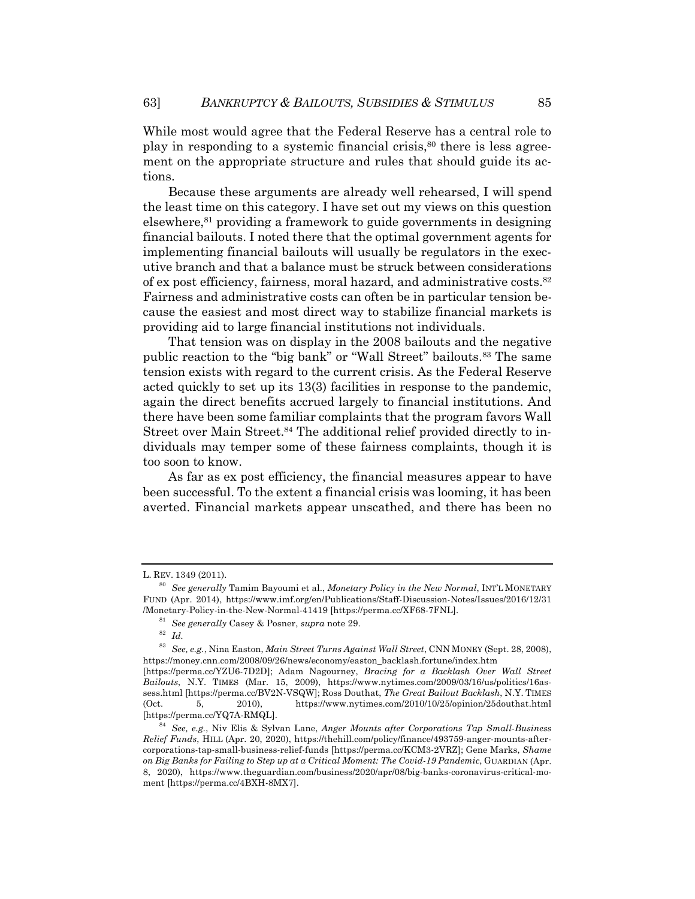While most would agree that the Federal Reserve has a central role to play in responding to a systemic financial crisis,[80] there is less agreement on the appropriate structure and rules that should guide its actions.

Because these arguments are already well rehearsed, I will spend the least time on this category. I have set out my views on this question elsewhere,[81] providing a framework to guide governments in designing financial bailouts. I noted there that the optimal government agents for implementing financial bailouts will usually be regulators in the executive branch and that a balance must be struck between considerations of ex post efficiency, fairness, moral hazard, and administrative costs.[82] Fairness and administrative costs can often be in particular tension because the easiest and most direct way to stabilize financial markets is providing aid to large financial institutions not individuals.

That tension was on display in the 2008 bailouts and the negative public reaction to the "big bank" or "Wall Street" bailouts.[83] The same tension exists with regard to the current crisis. As the Federal Reserve acted quickly to set up its 13(3) facilities in response to the pandemic, again the direct benefits accrued largely to financial institutions. And there have been some familiar complaints that the program favors Wall Street over Main Street.[84] The additional relief provided directly to individuals may temper some of these fairness complaints, though it is too soon to know.

As far as ex post efficiency, the financial measures appear to have been successful. To the extent a financial crisis was looming, it has been averted. Financial markets appear unscathed, and there has been no

---

L. REV. 1349 (2011).

[80] *See generally* Tamim Bayoumi et al., *Monetary Policy in the New Normal*, INT'L MONETARY FUND (Apr. 2014), https://www.imf.org/en/Publications/Staff-Discussion-Notes/Issues/2016/12/31/Monetary-Policy-in-the-New-Normal-41419 [https://perma.cc/XF68-7FNL].

[81] *See generally* Casey & Posner, *supra* note 29.

[82] *Id.*

[83] *See, e.g.*, Nina Easton, *Main Street Turns Against Wall Street*, CNN MONEY (Sept. 28, 2008), https://money.cnn.com/2008/09/26/news/economy/easton_backlash.fortune/index.htm [https://perma.cc/YZU6-7D2D]; Adam Nagourney, *Bracing for a Backlash Over Wall Street Bailouts*, N.Y. TIMES (Mar. 15, 2009), https://www.nytimes.com/2009/03/16/us/politics/16assess.html [https://perma.cc/BV2N-VSQW]; Ross Douthat, *The Great Bailout Backlash*, N.Y. TIMES (Oct. 5, 2010), https://www.nytimes.com/2010/10/25/opinion/25douthat.html [https://perma.cc/YQ7A-RMQL].

[84] *See, e.g.*, Niv Elis & Sylvan Lane, *Anger Mounts after Corporations Tap Small-Business Relief Funds*, HILL (Apr. 20, 2020), https://thehill.com/policy/finance/493759-anger-mounts-after-corporations-tap-small-business-relief-funds [https://perma.cc/KCM3-2VRZ]; Gene Marks, *Shame on Big Banks for Failing to Step up at a Critical Moment: The Covid-19 Pandemic*, GUARDIAN (Apr. 8, 2020), https://www.theguardian.com/business/2020/apr/08/big-banks-coronavirus-critical-moment [https://perma.cc/4BXH-8MX7].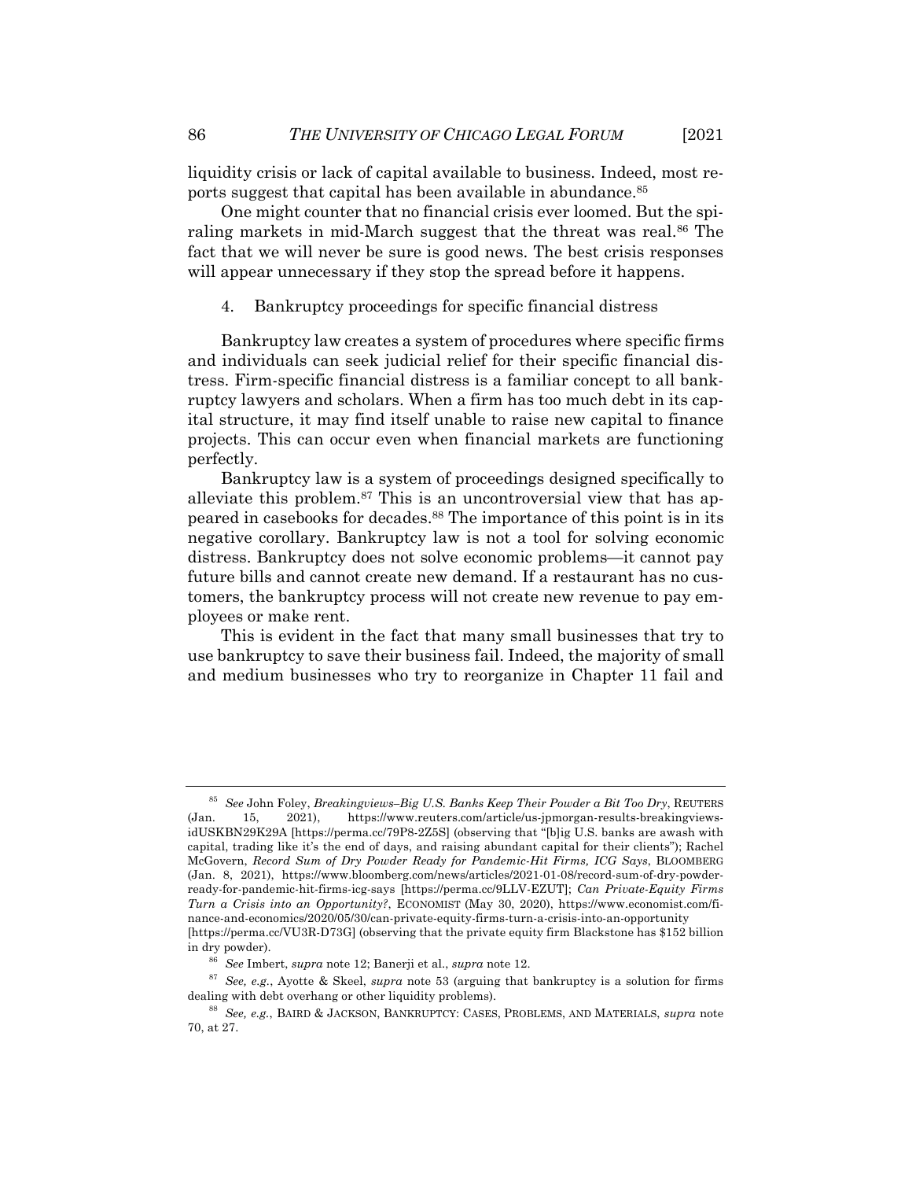liquidity crisis or lack of capital available to business. Indeed, most reports suggest that capital has been available in abundance.[85]

One might counter that no financial crisis ever loomed. But the spiraling markets in mid-March suggest that the threat was real.[86] The fact that we will never be sure is good news. The best crisis responses will appear unnecessary if they stop the spread before it happens.

4. Bankruptcy proceedings for specific financial distress

Bankruptcy law creates a system of procedures where specific firms and individuals can seek judicial relief for their specific financial distress. Firm-specific financial distress is a familiar concept to all bankruptcy lawyers and scholars. When a firm has too much debt in its capital structure, it may find itself unable to raise new capital to finance projects. This can occur even when financial markets are functioning perfectly.

Bankruptcy law is a system of proceedings designed specifically to alleviate this problem.[87] This is an uncontroversial view that has appeared in casebooks for decades.[88] The importance of this point is in its negative corollary. Bankruptcy law is not a tool for solving economic distress. Bankruptcy does not solve economic problems—it cannot pay future bills and cannot create new demand. If a restaurant has no customers, the bankruptcy process will not create new revenue to pay employees or make rent.

This is evident in the fact that many small businesses that try to use bankruptcy to save their business fail. Indeed, the majority of small and medium businesses who try to reorganize in Chapter 11 fail and

---

[85] *See* John Foley, *Breakingviews–Big U.S. Banks Keep Their Powder a Bit Too Dry*, REUTERS (Jan. 15, 2021), https://www.reuters.com/article/us-jpmorgan-results-breakingviews-idUSKBN29K29A [https://perma.cc/79P8-2Z5S] (observing that "[b]ig U.S. banks are awash with capital, trading like it's the end of days, and raising abundant capital for their clients"); Rachel McGovern, *Record Sum of Dry Powder Ready for Pandemic-Hit Firms, ICG Says*, BLOOMBERG (Jan. 8, 2021), https://www.bloomberg.com/news/articles/2021-01-08/record-sum-of-dry-powder-ready-for-pandemic-hit-firms-icg-says [https://perma.cc/9LLV-EZUT]; *Can Private-Equity Firms Turn a Crisis into an Opportunity?*, ECONOMIST (May 30, 2020), https://www.economist.com/finance-and-economics/2020/05/30/can-private-equity-firms-turn-a-crisis-into-an-opportunity [https://perma.cc/VU3R-D73G] (observing that the private equity firm Blackstone has $152 billion in dry powder).

[86] *See* Imbert, *supra* note 12; Banerji et al., *supra* note 12.

[87] *See, e.g.*, Ayotte & Skeel, *supra* note 53 (arguing that bankruptcy is a solution for firms dealing with debt overhang or other liquidity problems).

[88] *See, e.g.*, BAIRD & JACKSON, BANKRUPTCY: CASES, PROBLEMS, AND MATERIALS, *supra* note 70, at 27.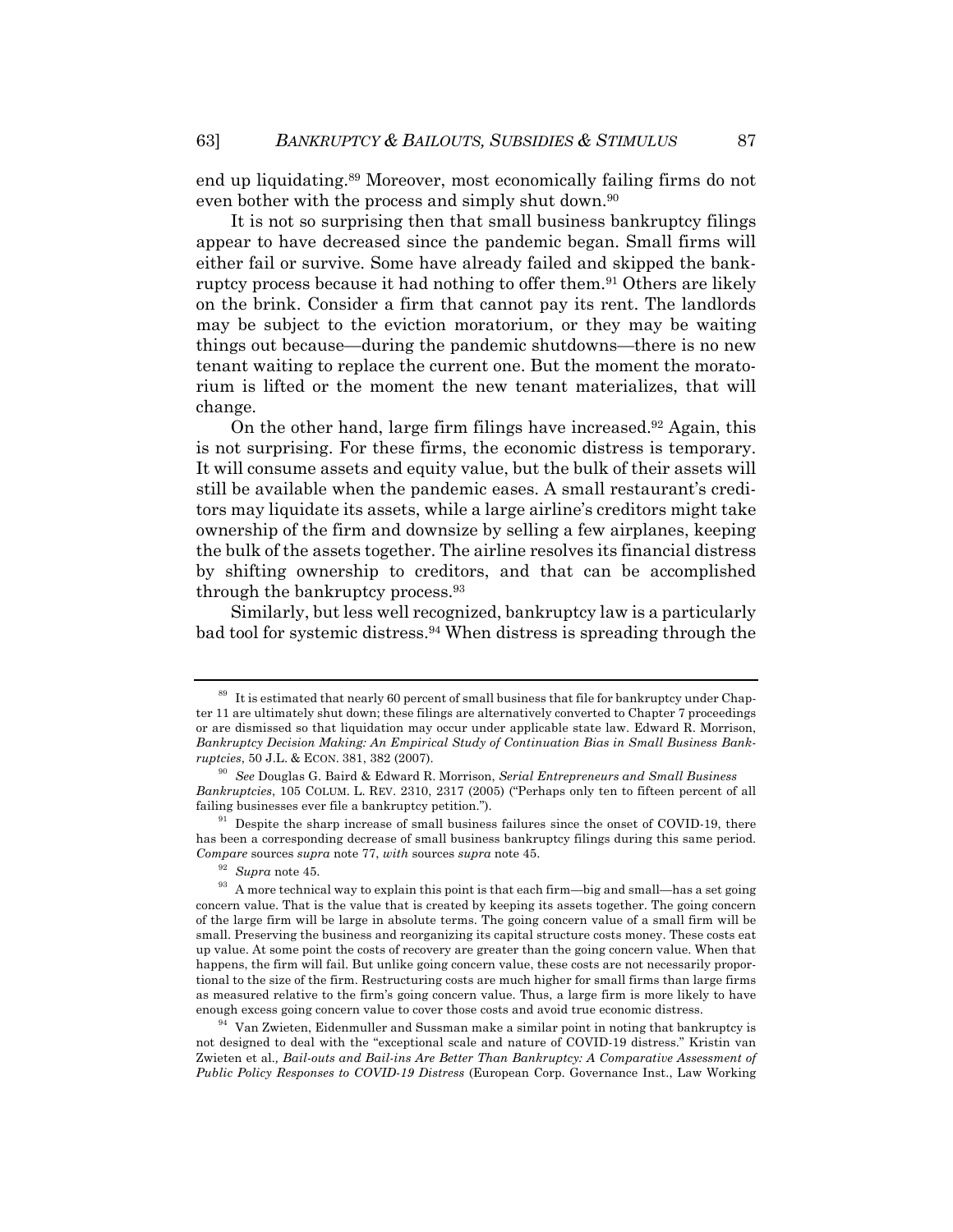end up liquidating.[89] Moreover, most economically failing firms do not even bother with the process and simply shut down.[90]

It is not so surprising then that small business bankruptcy filings appear to have decreased since the pandemic began. Small firms will either fail or survive. Some have already failed and skipped the bankruptcy process because it had nothing to offer them.[91] Others are likely on the brink. Consider a firm that cannot pay its rent. The landlords may be subject to the eviction moratorium, or they may be waiting things out because—during the pandemic shutdowns—there is no new tenant waiting to replace the current one. But the moment the moratorium is lifted or the moment the new tenant materializes, that will change.

On the other hand, large firm filings have increased.[92] Again, this is not surprising. For these firms, the economic distress is temporary. It will consume assets and equity value, but the bulk of their assets will still be available when the pandemic eases. A small restaurant's creditors may liquidate its assets, while a large airline's creditors might take ownership of the firm and downsize by selling a few airplanes, keeping the bulk of the assets together. The airline resolves its financial distress by shifting ownership to creditors, and that can be accomplished through the bankruptcy process.[93]

Similarly, but less well recognized, bankruptcy law is a particularly bad tool for systemic distress.[94] When distress is spreading through the

---

[89] It is estimated that nearly 60 percent of small business that file for bankruptcy under Chapter 11 are ultimately shut down; these filings are alternatively converted to Chapter 7 proceedings or are dismissed so that liquidation may occur under applicable state law. Edward R. Morrison, *Bankruptcy Decision Making: An Empirical Study of Continuation Bias in Small Business Bankruptcies*, 50 J.L. & ECON. 381, 382 (2007).

[90] *See* Douglas G. Baird & Edward R. Morrison, *Serial Entrepreneurs and Small Business Bankruptcies*, 105 COLUM. L. REV. 2310, 2317 (2005) ("Perhaps only ten to fifteen percent of all failing businesses ever file a bankruptcy petition.").

[91] Despite the sharp increase of small business failures since the onset of COVID-19, there has been a corresponding decrease of small business bankruptcy filings during this same period. *Compare* sources *supra* note 77, *with* sources *supra* note 45.

[92] *Supra* note 45.

[93] A more technical way to explain this point is that each firm—big and small—has a set going concern value. That is the value that is created by keeping its assets together. The going concern of the large firm will be large in absolute terms. The going concern value of a small firm will be small. Preserving the business and reorganizing its capital structure costs money. These costs eat up value. At some point the costs of recovery are greater than the going concern value. When that happens, the firm will fail. But unlike going concern value, these costs are not necessarily proportional to the size of the firm. Restructuring costs are much higher for small firms than large firms as measured relative to the firm's going concern value. Thus, a large firm is more likely to have enough excess going concern value to cover those costs and avoid true economic distress.

[94] Van Zwieten, Eidenmuller and Sussman make a similar point in noting that bankruptcy is not designed to deal with the "exceptional scale and nature of COVID-19 distress." Kristin van Zwieten et al., *Bail-outs and Bail-ins Are Better Than Bankruptcy: A Comparative Assessment of Public Policy Responses to COVID-19 Distress* (European Corp. Governance Inst., Law Working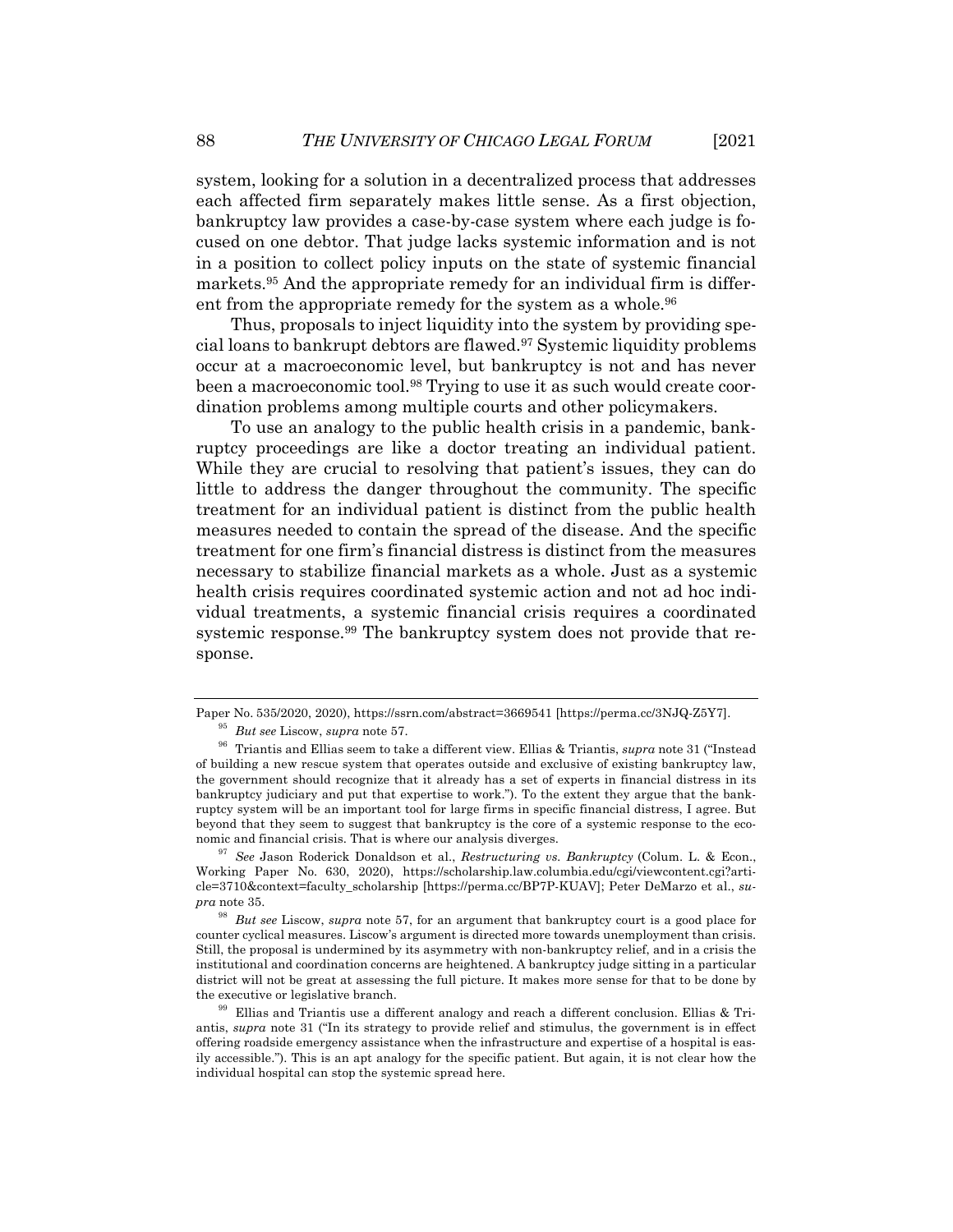system, looking for a solution in a decentralized process that addresses each affected firm separately makes little sense. As a first objection, bankruptcy law provides a case-by-case system where each judge is focused on one debtor. That judge lacks systemic information and is not in a position to collect policy inputs on the state of systemic financial markets.[95] And the appropriate remedy for an individual firm is different from the appropriate remedy for the system as a whole.[96]

Thus, proposals to inject liquidity into the system by providing special loans to bankrupt debtors are flawed.[97] Systemic liquidity problems occur at a macroeconomic level, but bankruptcy is not and has never been a macroeconomic tool.[98] Trying to use it as such would create coordination problems among multiple courts and other policymakers.

To use an analogy to the public health crisis in a pandemic, bankruptcy proceedings are like a doctor treating an individual patient. While they are crucial to resolving that patient's issues, they can do little to address the danger throughout the community. The specific treatment for an individual patient is distinct from the public health measures needed to contain the spread of the disease. And the specific treatment for one firm's financial distress is distinct from the measures necessary to stabilize financial markets as a whole. Just as a systemic health crisis requires coordinated systemic action and not ad hoc individual treatments, a systemic financial crisis requires a coordinated systemic response.[99] The bankruptcy system does not provide that response.

---

Paper No. 535/2020, 2020), https://ssrn.com/abstract=3669541 [https://perma.cc/3NJQ-Z5Y7].

[95] *But see* Liscow, *supra* note 57.

[96] Triantis and Ellias seem to take a different view. Ellias & Triantis, *supra* note 31 ("Instead of building a new rescue system that operates outside and exclusive of existing bankruptcy law, the government should recognize that it already has a set of experts in financial distress in its bankruptcy judiciary and put that expertise to work."). To the extent they argue that the bankruptcy system will be an important tool for large firms in specific financial distress, I agree. But beyond that they seem to suggest that bankruptcy is the core of a systemic response to the economic and financial crisis. That is where our analysis diverges.

[97] *See* Jason Roderick Donaldson et al., *Restructuring vs. Bankruptcy* (Colum. L. & Econ., Working Paper No. 630, 2020), https://scholarship.law.columbia.edu/cgi/viewcontent.cgi?article=3710&context=faculty_scholarship [https://perma.cc/BP7P-KUAV]; Peter DeMarzo et al., *supra* note 35.

[98] *But see* Liscow, *supra* note 57, for an argument that bankruptcy court is a good place for counter cyclical measures. Liscow's argument is directed more towards unemployment than crisis. Still, the proposal is undermined by its asymmetry with non-bankruptcy relief, and in a crisis the institutional and coordination concerns are heightened. A bankruptcy judge sitting in a particular district will not be great at assessing the full picture. It makes more sense for that to be done by the executive or legislative branch.

[99] Ellias and Triantis use a different analogy and reach a different conclusion. Ellias & Triantis, *supra* note 31 ("In its strategy to provide relief and stimulus, the government is in effect offering roadside emergency assistance when the infrastructure and expertise of a hospital is easily accessible."). This is an apt analogy for the specific patient. But again, it is not clear how the individual hospital can stop the systemic spread here.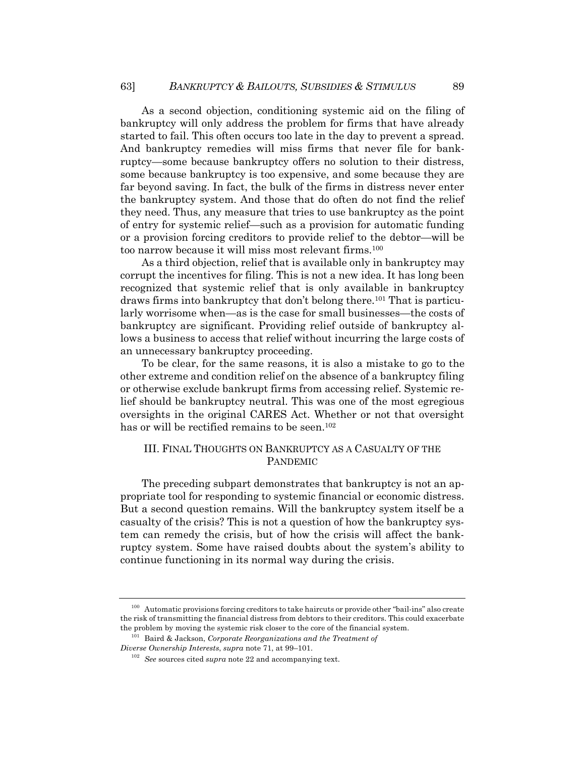As a second objection, conditioning systemic aid on the filing of bankruptcy will only address the problem for firms that have already started to fail. This often occurs too late in the day to prevent a spread. And bankruptcy remedies will miss firms that never file for bankruptcy—some because bankruptcy offers no solution to their distress, some because bankruptcy is too expensive, and some because they are far beyond saving. In fact, the bulk of the firms in distress never enter the bankruptcy system. And those that do often do not find the relief they need. Thus, any measure that tries to use bankruptcy as the point of entry for systemic relief—such as a provision for automatic funding or a provision forcing creditors to provide relief to the debtor—will be too narrow because it will miss most relevant firms.[100]

As a third objection, relief that is available only in bankruptcy may corrupt the incentives for filing. This is not a new idea. It has long been recognized that systemic relief that is only available in bankruptcy draws firms into bankruptcy that don't belong there.[101] That is particularly worrisome when—as is the case for small businesses—the costs of bankruptcy are significant. Providing relief outside of bankruptcy allows a business to access that relief without incurring the large costs of an unnecessary bankruptcy proceeding.

To be clear, for the same reasons, it is also a mistake to go to the other extreme and condition relief on the absence of a bankruptcy filing or otherwise exclude bankrupt firms from accessing relief. Systemic relief should be bankruptcy neutral. This was one of the most egregious oversights in the original CARES Act. Whether or not that oversight has or will be rectified remains to be seen.[102]

## III. FINAL THOUGHTS ON BANKRUPTCY AS A CASUALTY OF THE PANDEMIC

The preceding subpart demonstrates that bankruptcy is not an appropriate tool for responding to systemic financial or economic distress. But a second question remains. Will the bankruptcy system itself be a casualty of the crisis? This is not a question of how the bankruptcy system can remedy the crisis, but of how the crisis will affect the bankruptcy system. Some have raised doubts about the system's ability to continue functioning in its normal way during the crisis.

---

[100] Automatic provisions forcing creditors to take haircuts or provide other "bail-ins" also create the risk of transmitting the financial distress from debtors to their creditors. This could exacerbate the problem by moving the systemic risk closer to the core of the financial system.

[101] Baird & Jackson, *Corporate Reorganizations and the Treatment of Diverse Ownership Interests*, *supra* note 71, at 99–101.

[102] *See* sources cited *supra* note 22 and accompanying text.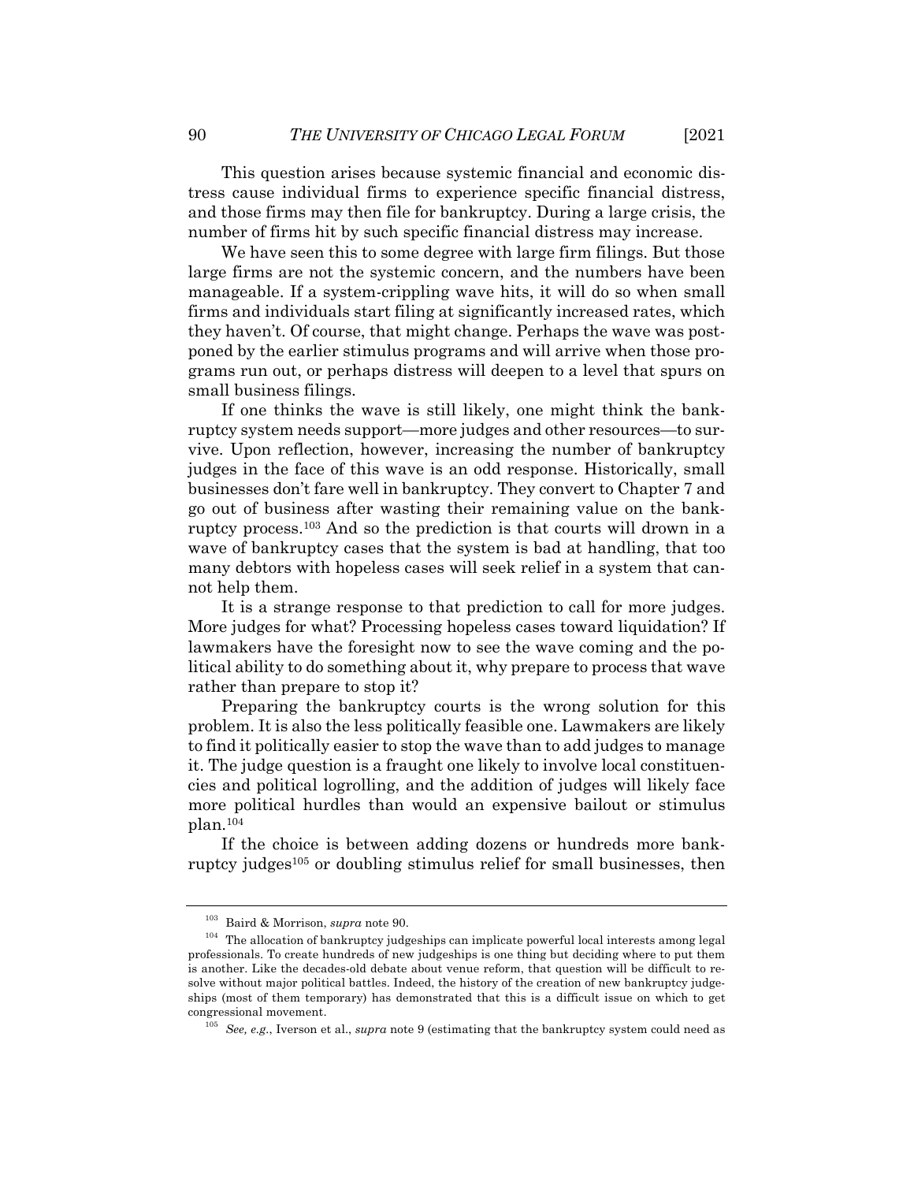This question arises because systemic financial and economic distress cause individual firms to experience specific financial distress, and those firms may then file for bankruptcy. During a large crisis, the number of firms hit by such specific financial distress may increase.

We have seen this to some degree with large firm filings. But those large firms are not the systemic concern, and the numbers have been manageable. If a system-crippling wave hits, it will do so when small firms and individuals start filing at significantly increased rates, which they haven't. Of course, that might change. Perhaps the wave was postponed by the earlier stimulus programs and will arrive when those programs run out, or perhaps distress will deepen to a level that spurs on small business filings.

If one thinks the wave is still likely, one might think the bankruptcy system needs support—more judges and other resources—to survive. Upon reflection, however, increasing the number of bankruptcy judges in the face of this wave is an odd response. Historically, small businesses don't fare well in bankruptcy. They convert to Chapter 7 and go out of business after wasting their remaining value on the bankruptcy process.[103] And so the prediction is that courts will drown in a wave of bankruptcy cases that the system is bad at handling, that too many debtors with hopeless cases will seek relief in a system that cannot help them.

It is a strange response to that prediction to call for more judges. More judges for what? Processing hopeless cases toward liquidation? If lawmakers have the foresight now to see the wave coming and the political ability to do something about it, why prepare to process that wave rather than prepare to stop it?

Preparing the bankruptcy courts is the wrong solution for this problem. It is also the less politically feasible one. Lawmakers are likely to find it politically easier to stop the wave than to add judges to manage it. The judge question is a fraught one likely to involve local constituencies and political logrolling, and the addition of judges will likely face more political hurdles than would an expensive bailout or stimulus plan.[104]

If the choice is between adding dozens or hundreds more bankruptcy judges[105] or doubling stimulus relief for small businesses, then

---

[103] Baird & Morrison, *supra* note 90.

[104] The allocation of bankruptcy judgeships can implicate powerful local interests among legal professionals. To create hundreds of new judgeships is one thing but deciding where to put them is another. Like the decades-old debate about venue reform, that question will be difficult to resolve without major political battles. Indeed, the history of the creation of new bankruptcy judgeships (most of them temporary) has demonstrated that this is a difficult issue on which to get congressional movement.

[105] *See, e.g.*, Iverson et al., *supra* note 9 (estimating that the bankruptcy system could need as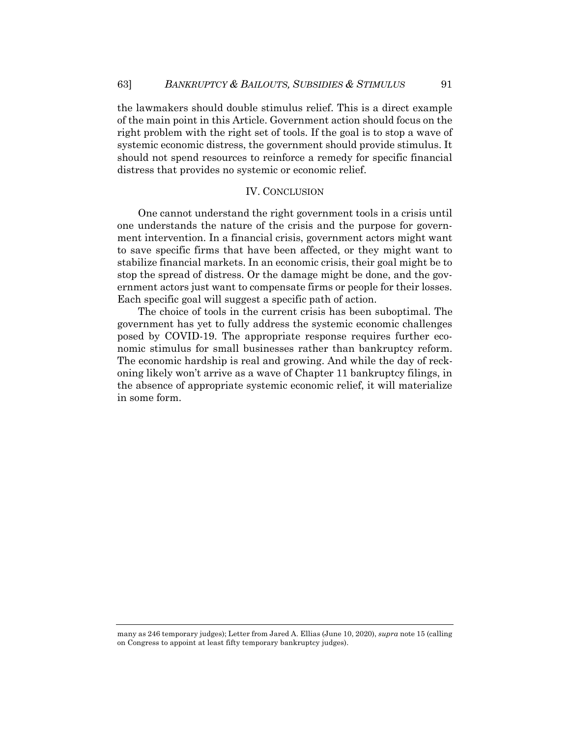the lawmakers should double stimulus relief. This is a direct example of the main point in this Article. Government action should focus on the right problem with the right set of tools. If the goal is to stop a wave of systemic economic distress, the government should provide stimulus. It should not spend resources to reinforce a remedy for specific financial distress that provides no systemic or economic relief.

## IV. CONCLUSION

One cannot understand the right government tools in a crisis until one understands the nature of the crisis and the purpose for government intervention. In a financial crisis, government actors might want to save specific firms that have been affected, or they might want to stabilize financial markets. In an economic crisis, their goal might be to stop the spread of distress. Or the damage might be done, and the government actors just want to compensate firms or people for their losses. Each specific goal will suggest a specific path of action.

The choice of tools in the current crisis has been suboptimal. The government has yet to fully address the systemic economic challenges posed by COVID-19. The appropriate response requires further economic stimulus for small businesses rather than bankruptcy reform. The economic hardship is real and growing. And while the day of reckoning likely won't arrive as a wave of Chapter 11 bankruptcy filings, in the absence of appropriate systemic economic relief, it will materialize in some form.

many as 246 temporary judges); Letter from Jared A. Ellias (June 10, 2020), *supra* note 15 (calling on Congress to appoint at least fifty temporary bankruptcy judges).